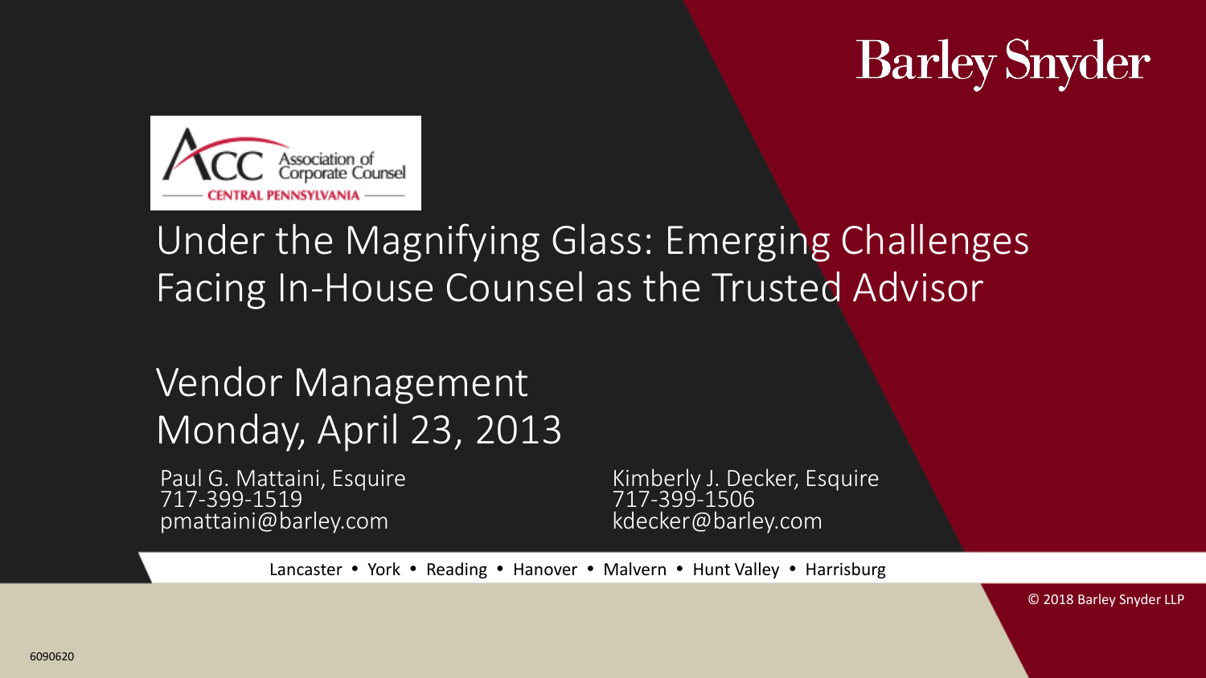Barley Snyder

Association of Corporate Counsel
CENTRAL PENNSYLVANIA

# Under the Magnifying Glass: Emerging Challenges Facing In-House Counsel as the Trusted Advisor

## Vendor Management
## Monday, April 23, 2013

Paul G. Mattaini, Esquire
717-399-1519
pmattaini@barley.com

Kimberly J. Decker, Esquire
717-399-1506
kdecker@barley.com

Lancaster • York • Reading • Hanover • Malvern • Hunt Valley • Harrisburg

© 2018 Barley Snyder LLP

6090620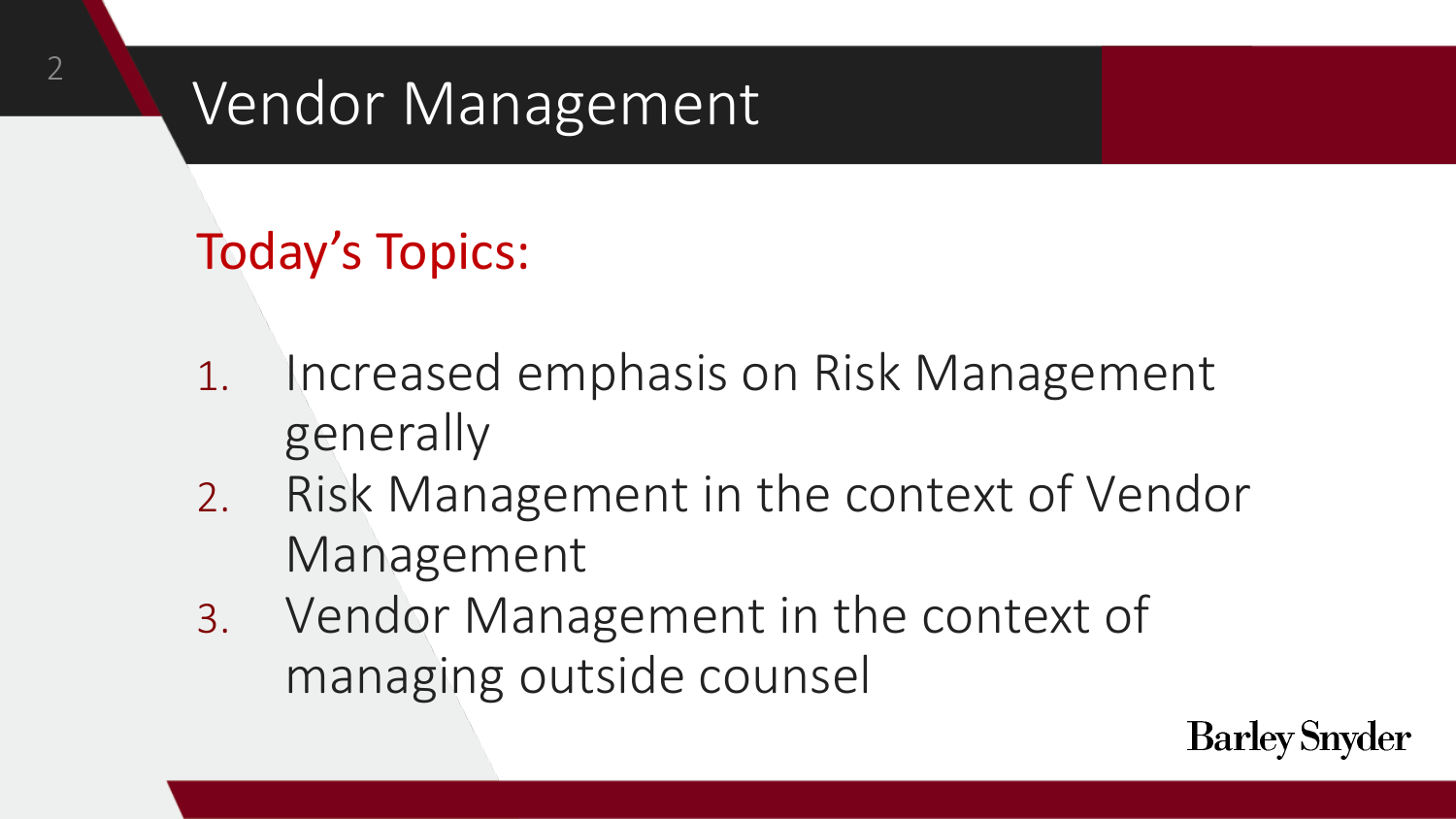# Vendor Management

## Today's Topics:

1. Increased emphasis on Risk Management generally
2. Risk Management in the context of Vendor Management
3. Vendor Management in the context of managing outside counsel

Barley Snyder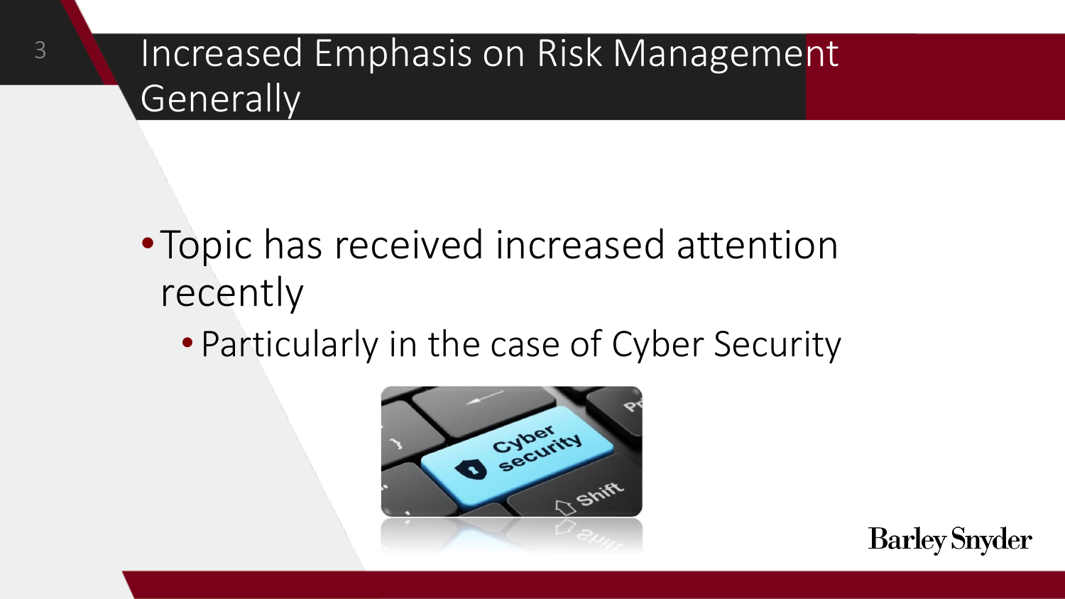# Increased Emphasis on Risk Management Generally

- Topic has received increased attention recently
  - Particularly in the case of Cyber Security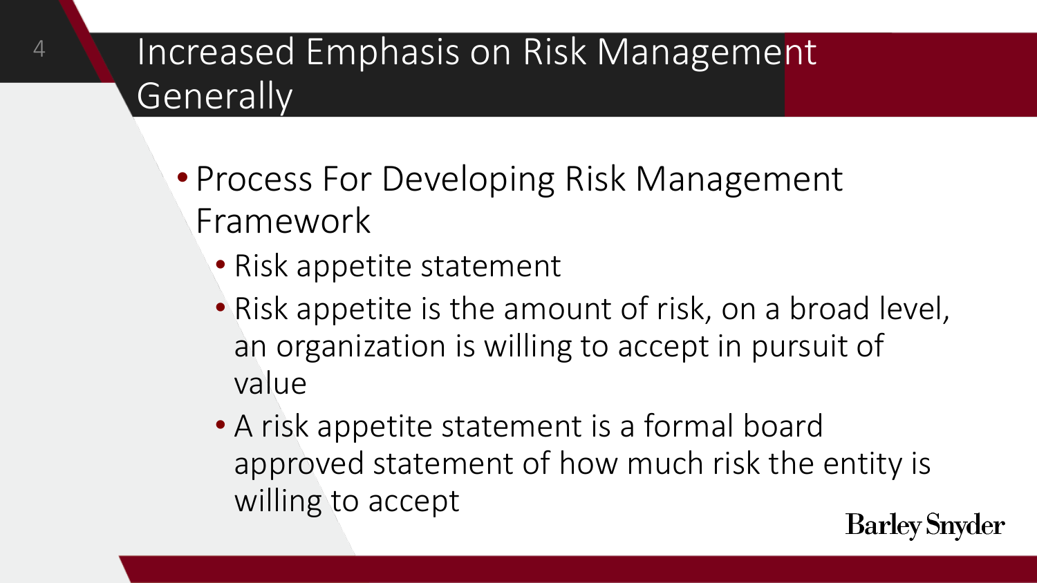# Increased Emphasis on Risk Management Generally

- Process For Developing Risk Management Framework
  - Risk appetite statement
  - Risk appetite is the amount of risk, on a broad level, an organization is willing to accept in pursuit of value
  - A risk appetite statement is a formal board approved statement of how much risk the entity is willing to accept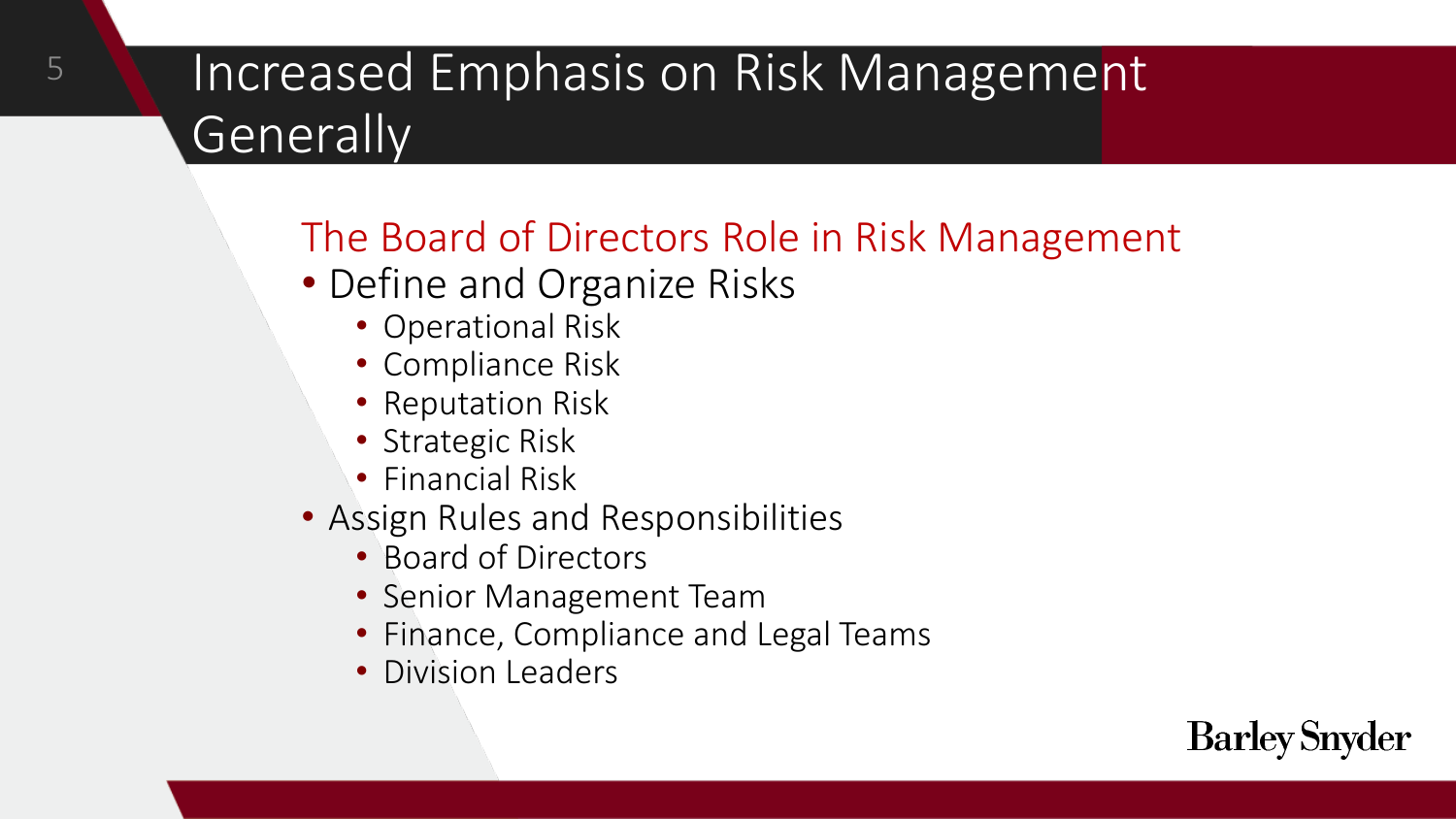# Increased Emphasis on Risk Management Generally

## The Board of Directors Role in Risk Management

- Define and Organize Risks
  - Operational Risk
  - Compliance Risk
  - Reputation Risk
  - Strategic Risk
  - Financial Risk
- Assign Rules and Responsibilities
  - Board of Directors
  - Senior Management Team
  - Finance, Compliance and Legal Teams
  - Division Leaders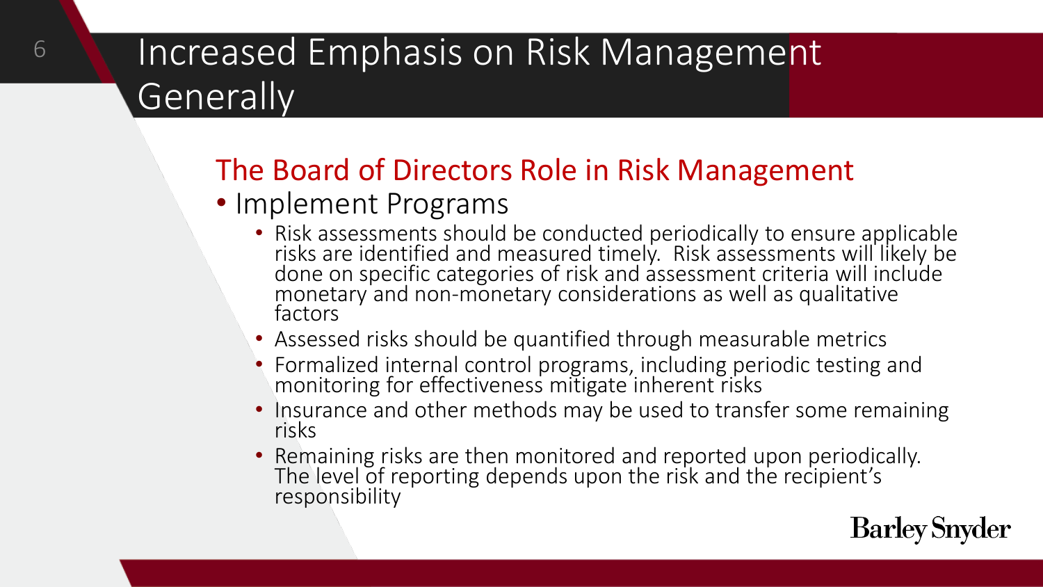# Increased Emphasis on Risk Management Generally

## The Board of Directors Role in Risk Management

- Implement Programs
  - Risk assessments should be conducted periodically to ensure applicable risks are identified and measured timely. Risk assessments will likely be done on specific categories of risk and assessment criteria will include monetary and non-monetary considerations as well as qualitative factors
  - Assessed risks should be quantified through measurable metrics
  - Formalized internal control programs, including periodic testing and monitoring for effectiveness mitigate inherent risks
  - Insurance and other methods may be used to transfer some remaining risks
  - Remaining risks are then monitored and reported upon periodically. The level of reporting depends upon the risk and the recipient's responsibility

Barley Snyder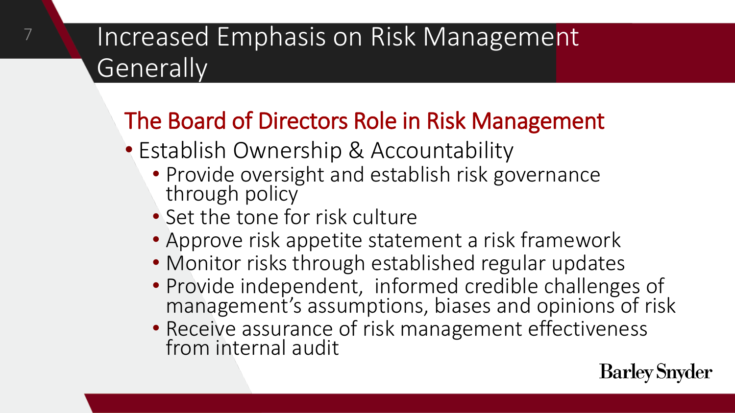# Increased Emphasis on Risk Management Generally

## The Board of Directors Role in Risk Management

- Establish Ownership & Accountability
  - Provide oversight and establish risk governance through policy
  - Set the tone for risk culture
  - Approve risk appetite statement a risk framework
  - Monitor risks through established regular updates
  - Provide independent,  informed credible challenges of management's assumptions, biases and opinions of risk
  - Receive assurance of risk management effectiveness from internal audit

Barley Snyder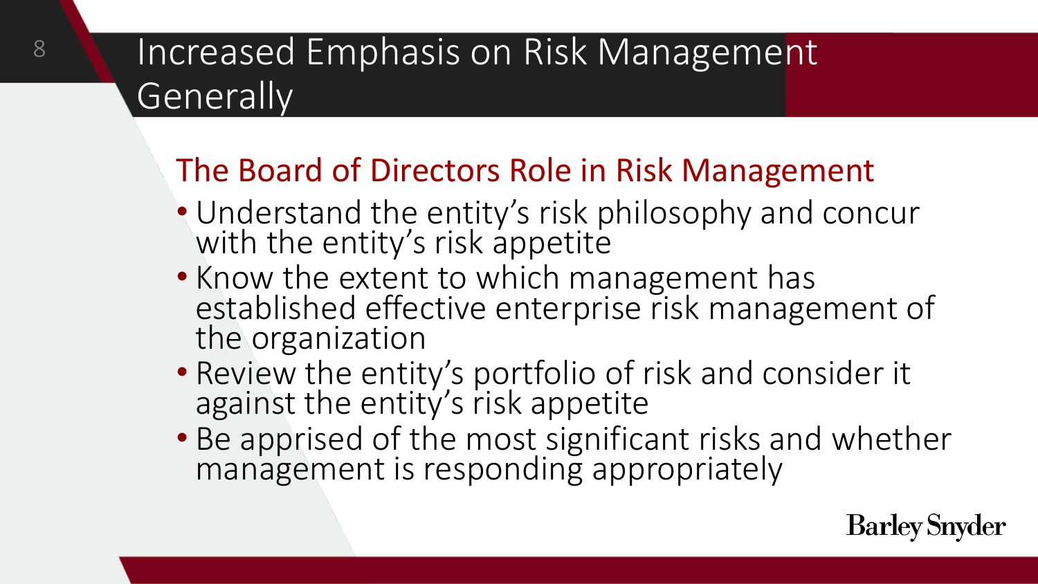# Increased Emphasis on Risk Management Generally

## The Board of Directors Role in Risk Management

- Understand the entity's risk philosophy and concur with the entity's risk appetite
- Know the extent to which management has established effective enterprise risk management of the organization
- Review the entity's portfolio of risk and consider it against the entity's risk appetite
- Be apprised of the most significant risks and whether management is responding appropriately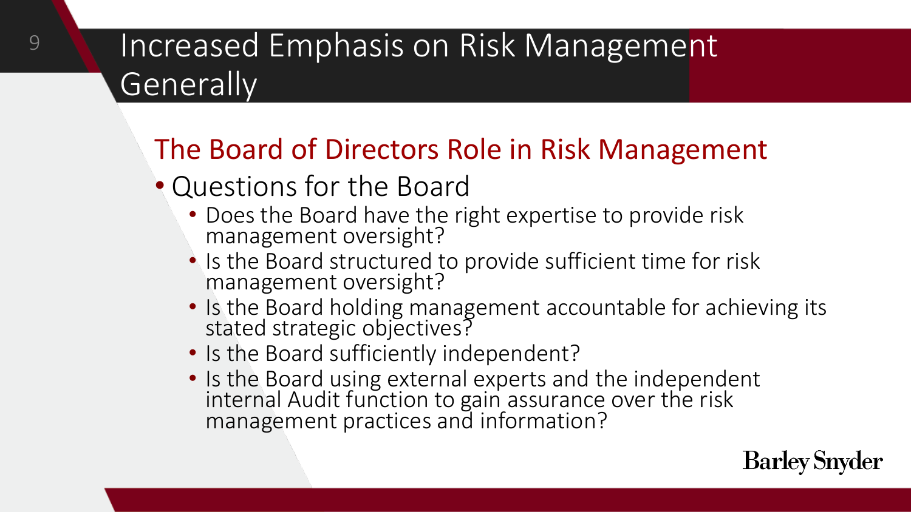# Increased Emphasis on Risk Management Generally

## The Board of Directors Role in Risk Management

- Questions for the Board
  - Does the Board have the right expertise to provide risk management oversight?
  - Is the Board structured to provide sufficient time for risk management oversight?
  - Is the Board holding management accountable for achieving its stated strategic objectives?
  - Is the Board sufficiently independent?
  - Is the Board using external experts and the independent internal Audit function to gain assurance over the risk management practices and information?

Barley Snyder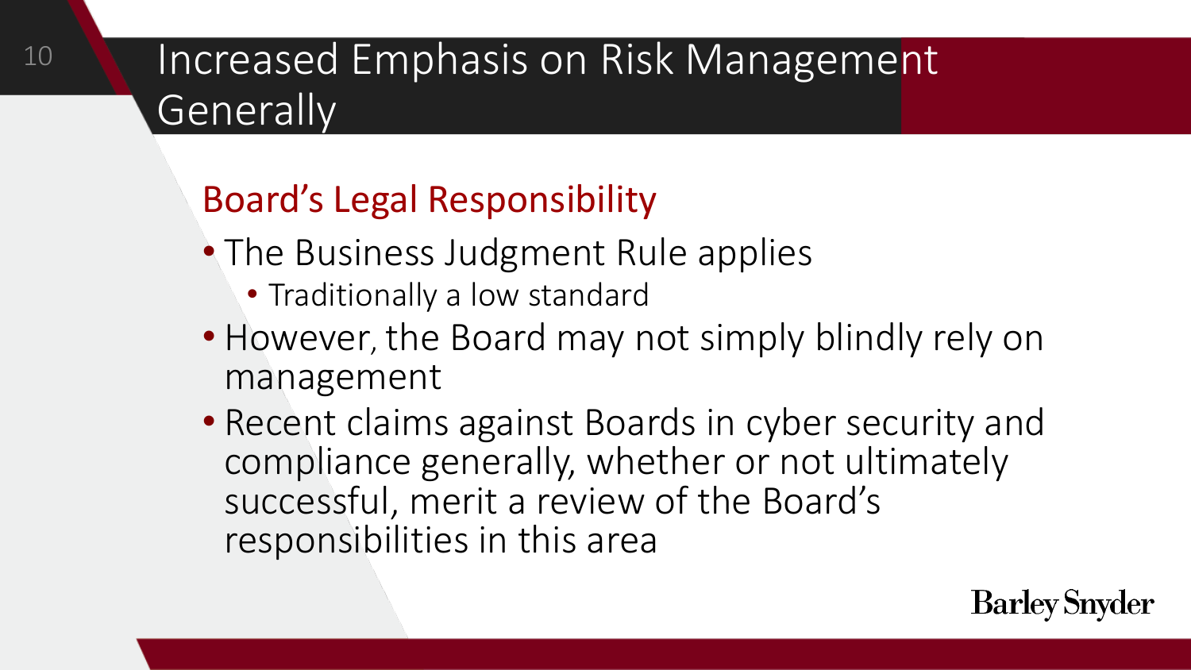# Increased Emphasis on Risk Management Generally

## Board's Legal Responsibility

- The Business Judgment Rule applies
  - Traditionally a low standard
- However, the Board may not simply blindly rely on management
- Recent claims against Boards in cyber security and compliance generally, whether or not ultimately successful, merit a review of the Board's responsibilities in this area

Barley Snyder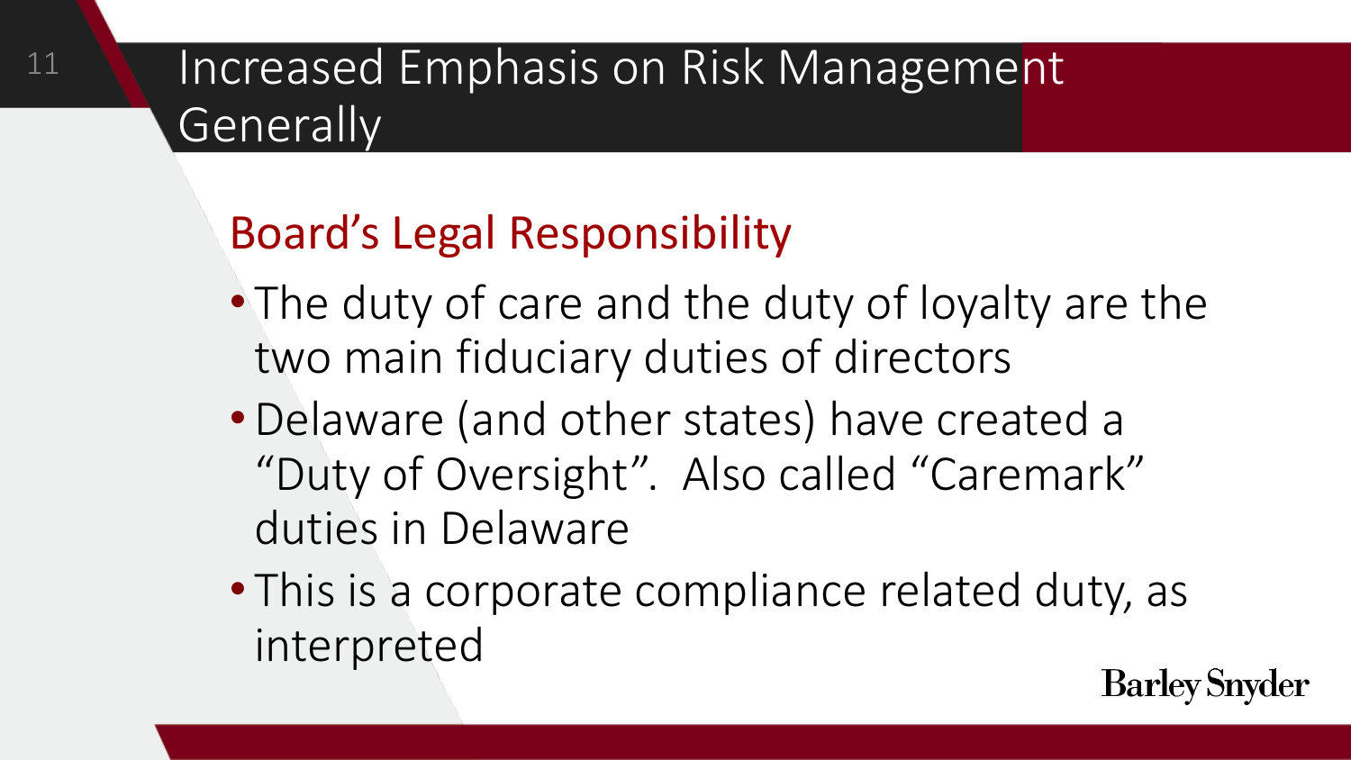# Increased Emphasis on Risk Management Generally

## Board's Legal Responsibility

- The duty of care and the duty of loyalty are the two main fiduciary duties of directors
- Delaware (and other states) have created a "Duty of Oversight". Also called "Caremark" duties in Delaware
- This is a corporate compliance related duty, as interpreted

Barley Snyder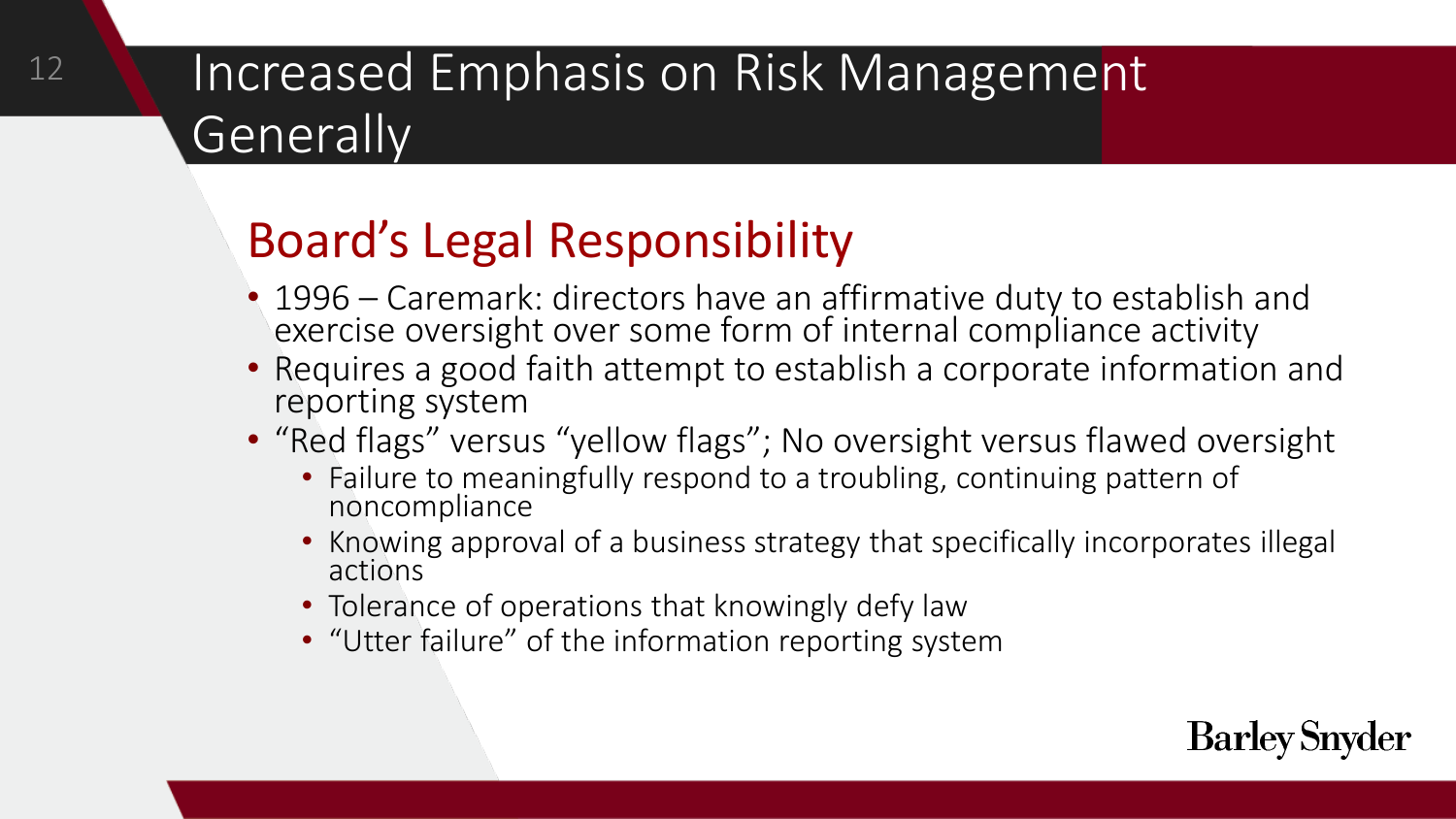# Increased Emphasis on Risk Management Generally

## Board's Legal Responsibility

- 1996 – Caremark: directors have an affirmative duty to establish and exercise oversight over some form of internal compliance activity
- Requires a good faith attempt to establish a corporate information and reporting system
- "Red flags" versus "yellow flags"; No oversight versus flawed oversight
  - Failure to meaningfully respond to a troubling, continuing pattern of noncompliance
  - Knowing approval of a business strategy that specifically incorporates illegal actions
  - Tolerance of operations that knowingly defy law
  - "Utter failure" of the information reporting system

Barley Snyder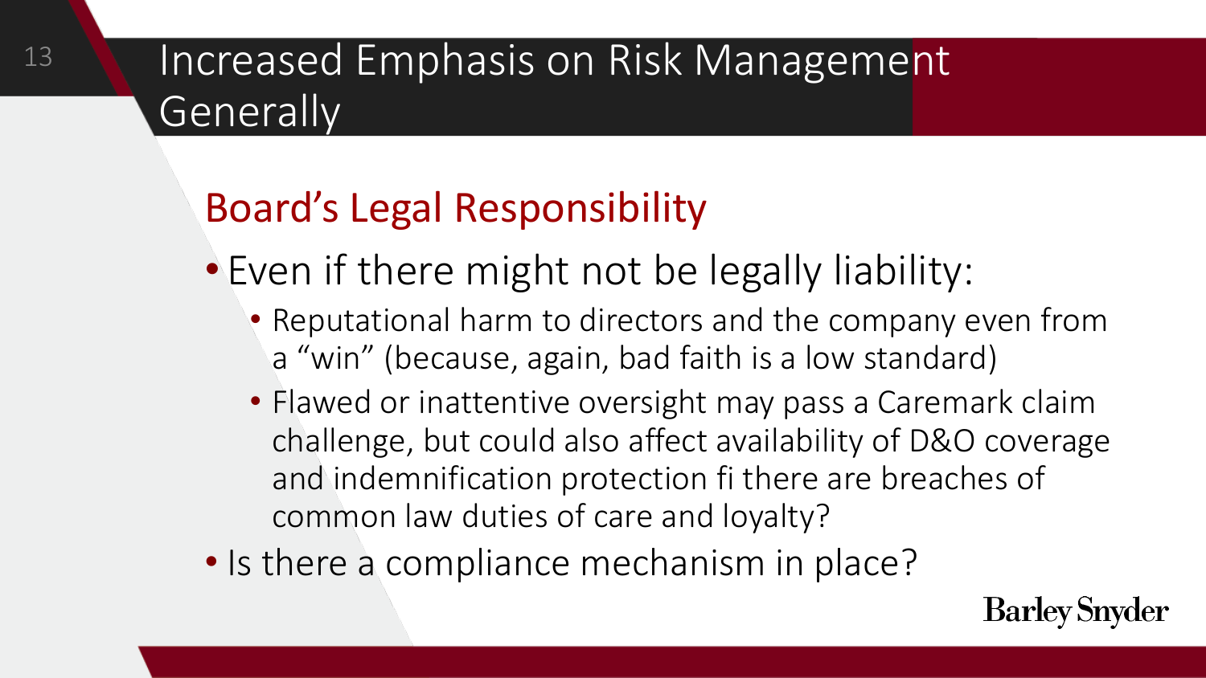# Increased Emphasis on Risk Management Generally

## Board's Legal Responsibility

- Even if there might not be legally liability:
  - Reputational harm to directors and the company even from a "win" (because, again, bad faith is a low standard)
  - Flawed or inattentive oversight may pass a Caremark claim challenge, but could also affect availability of D&O coverage and indemnification protection fi there are breaches of common law duties of care and loyalty?
- Is there a compliance mechanism in place?

Barley Snyder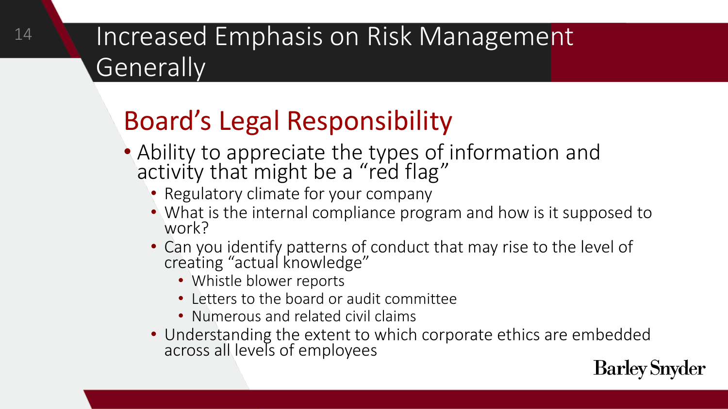# Increased Emphasis on Risk Management Generally

## Board's Legal Responsibility

- Ability to appreciate the types of information and activity that might be a "red flag"
  - Regulatory climate for your company
  - What is the internal compliance program and how is it supposed to work?
  - Can you identify patterns of conduct that may rise to the level of creating "actual knowledge"
    - Whistle blower reports
    - Letters to the board or audit committee
    - Numerous and related civil claims
  - Understanding the extent to which corporate ethics are embedded across all levels of employees

Barley Snyder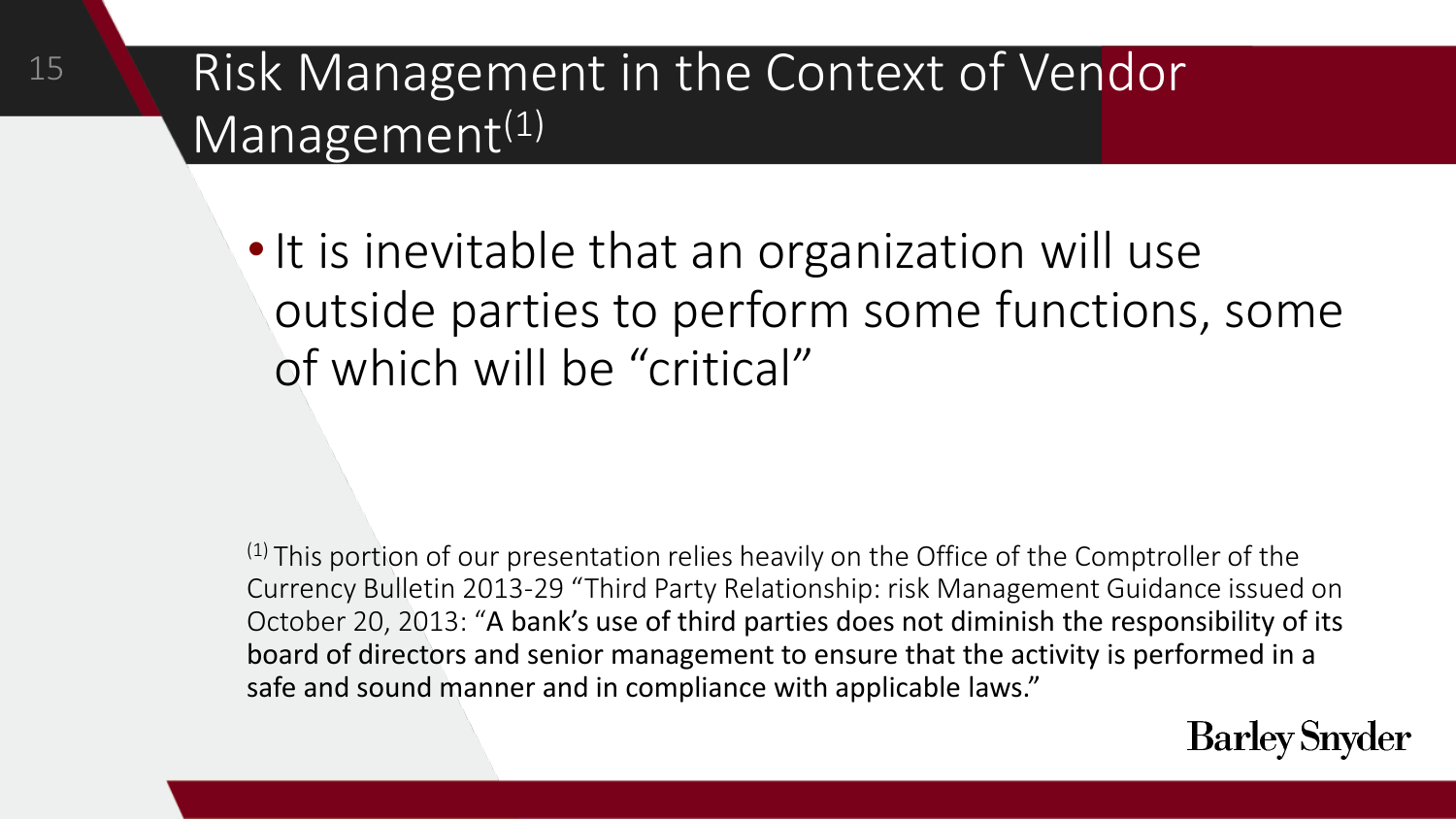# Risk Management in the Context of Vendor Management[1]

- It is inevitable that an organization will use outside parties to perform some functions, some of which will be "critical"

[1] This portion of our presentation relies heavily on the Office of the Comptroller of the Currency Bulletin 2013-29 "Third Party Relationship: risk Management Guidance issued on October 20, 2013: "A bank's use of third parties does not diminish the responsibility of its board of directors and senior management to ensure that the activity is performed in a safe and sound manner and in compliance with applicable laws."

Barley Snyder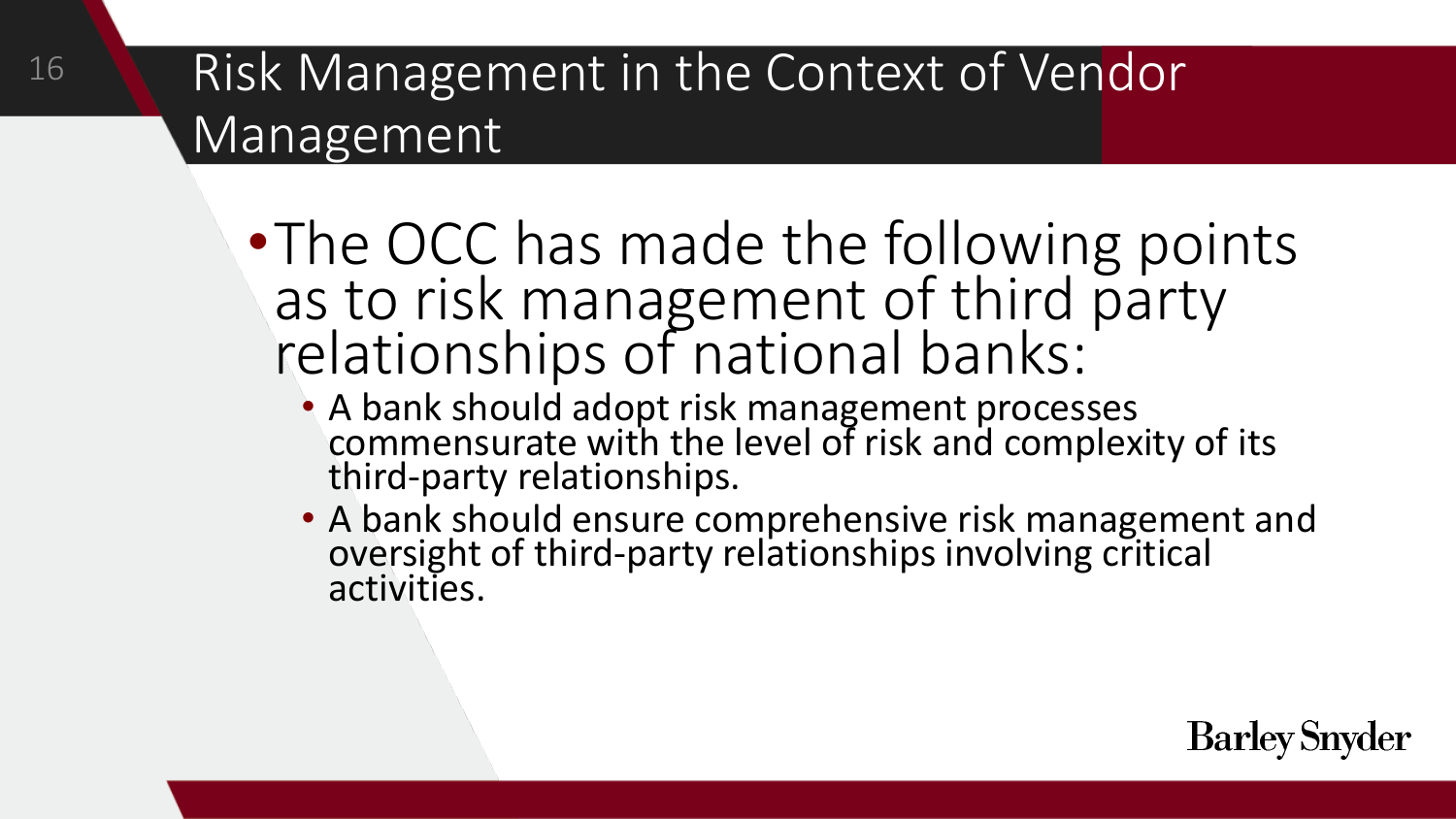# Risk Management in the Context of Vendor Management

- The OCC has made the following points as to risk management of third party relationships of national banks:
  - A bank should adopt risk management processes commensurate with the level of risk and complexity of its third-party relationships.
  - A bank should ensure comprehensive risk management and oversight of third-party relationships involving critical activities.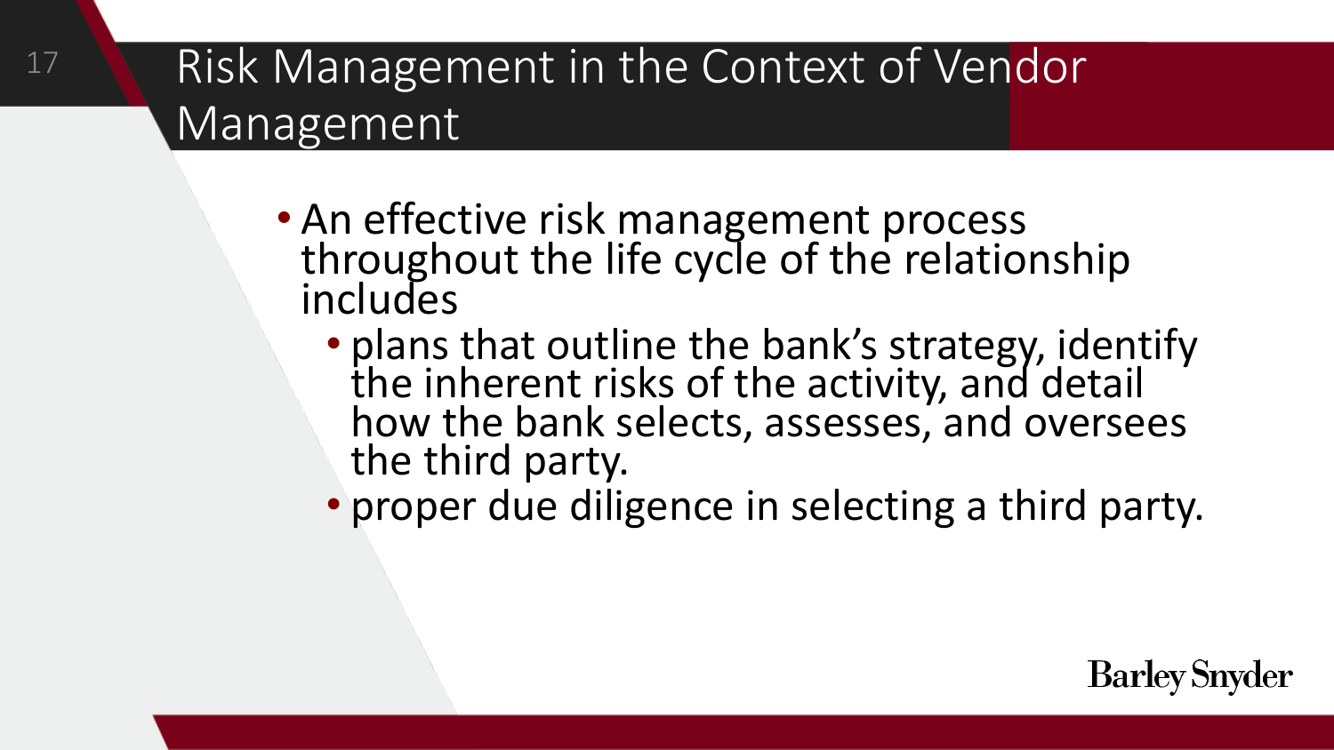# Risk Management in the Context of Vendor Management

- An effective risk management process throughout the life cycle of the relationship includes
  - plans that outline the bank's strategy, identify the inherent risks of the activity, and detail how the bank selects, assesses, and oversees the third party.
  - proper due diligence in selecting a third party.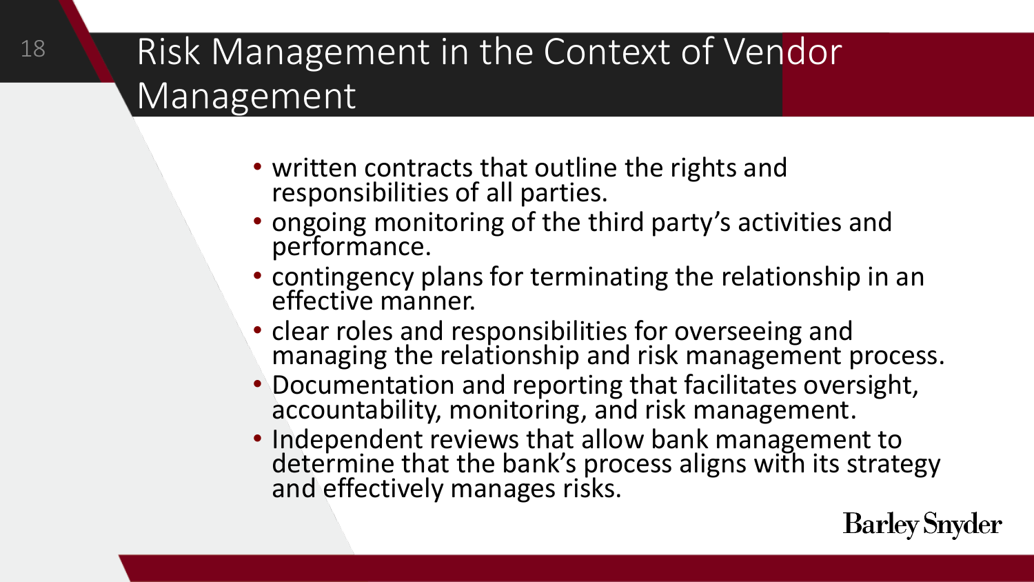# Risk Management in the Context of Vendor Management

- written contracts that outline the rights and responsibilities of all parties.
- ongoing monitoring of the third party's activities and performance.
- contingency plans for terminating the relationship in an effective manner.
- clear roles and responsibilities for overseeing and managing the relationship and risk management process.
- Documentation and reporting that facilitates oversight, accountability, monitoring, and risk management.
- Independent reviews that allow bank management to determine that the bank's process aligns with its strategy and effectively manages risks.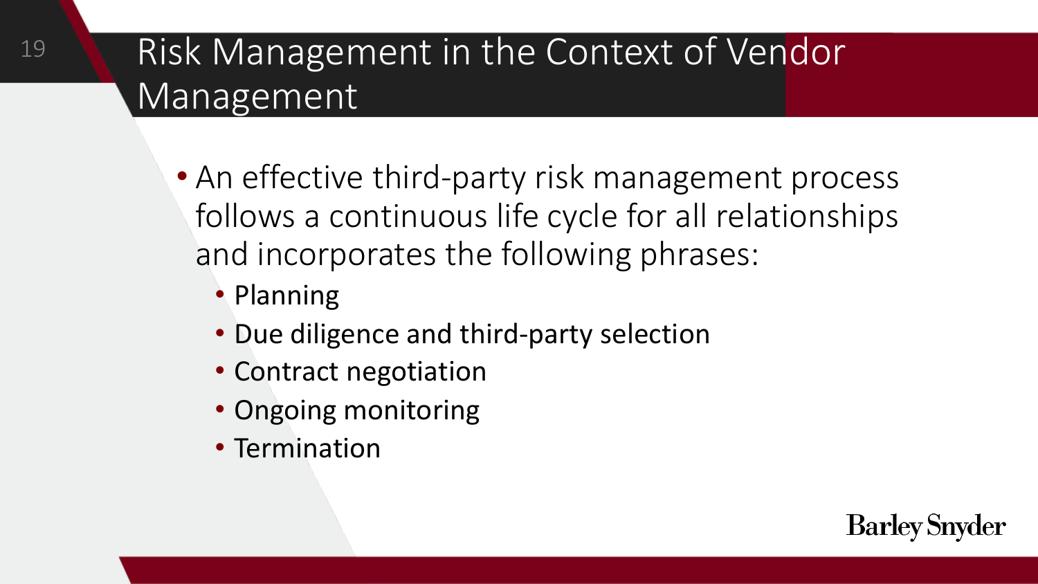# Risk Management in the Context of Vendor Management

- An effective third-party risk management process follows a continuous life cycle for all relationships and incorporates the following phrases:
  - Planning
  - Due diligence and third-party selection
  - Contract negotiation
  - Ongoing monitoring
  - Termination

Barley Snyder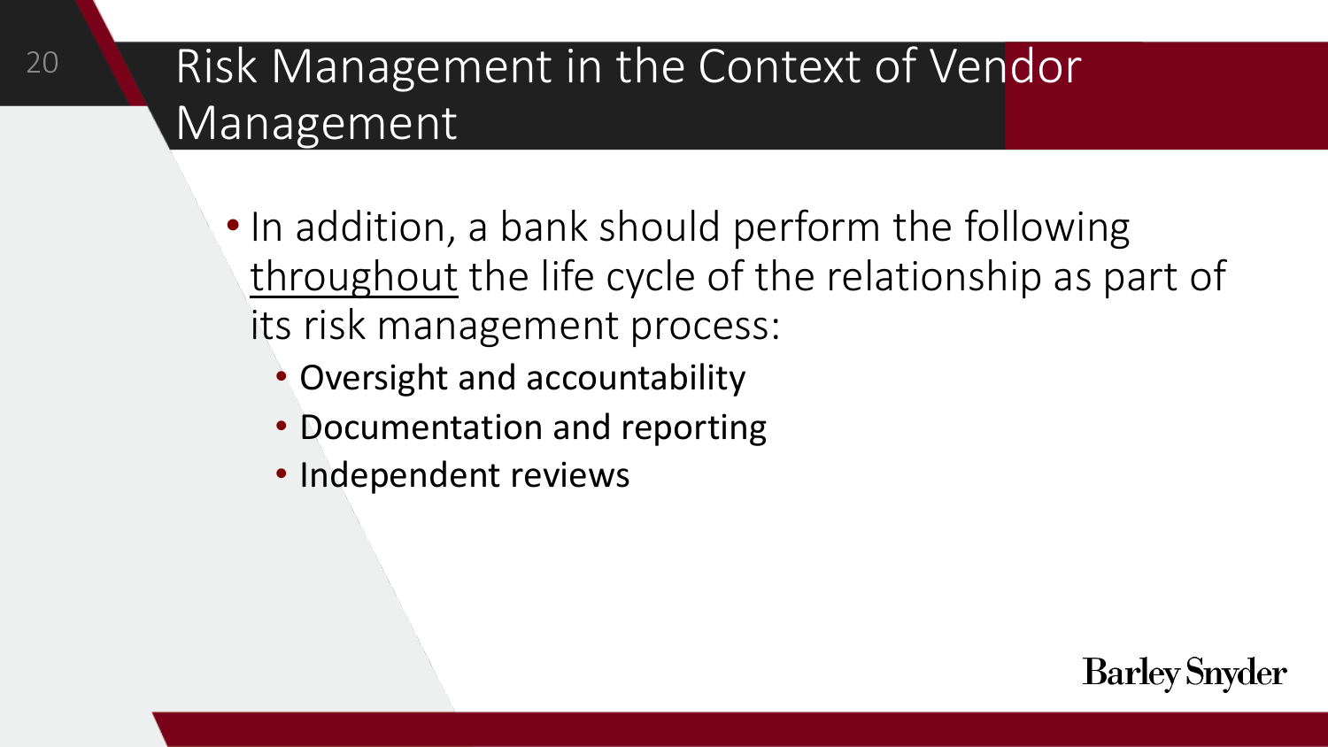# Risk Management in the Context of Vendor Management

- In addition, a bank should perform the following <u>throughout</u> the life cycle of the relationship as part of its risk management process:
  - Oversight and accountability
  - Documentation and reporting
  - Independent reviews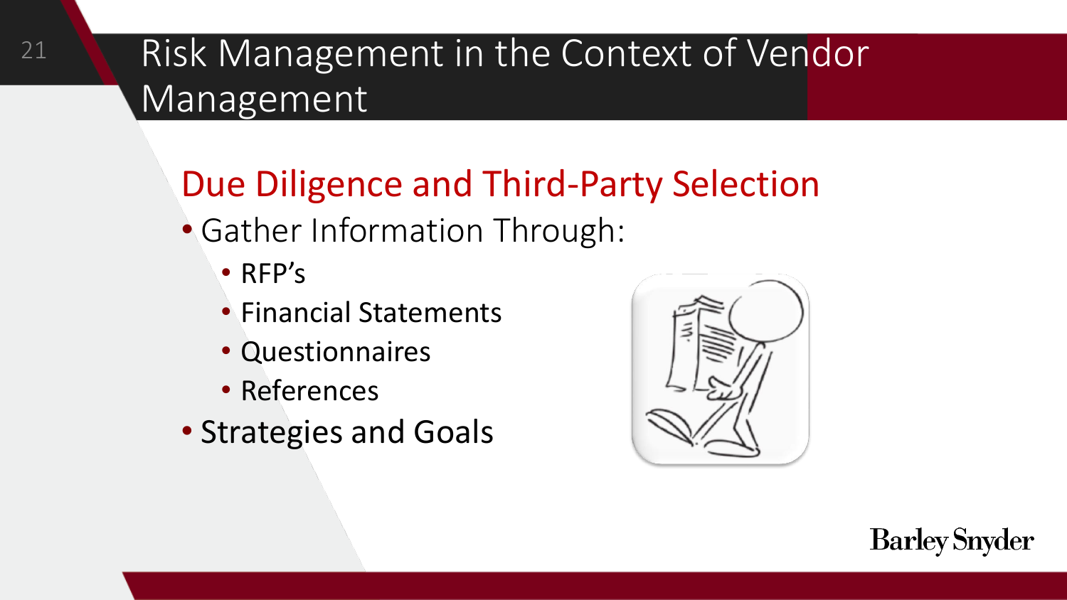# Risk Management in the Context of Vendor Management

## Due Diligence and Third-Party Selection

- Gather Information Through:
  - RFP's
  - Financial Statements
  - Questionnaires
  - References
- Strategies and Goals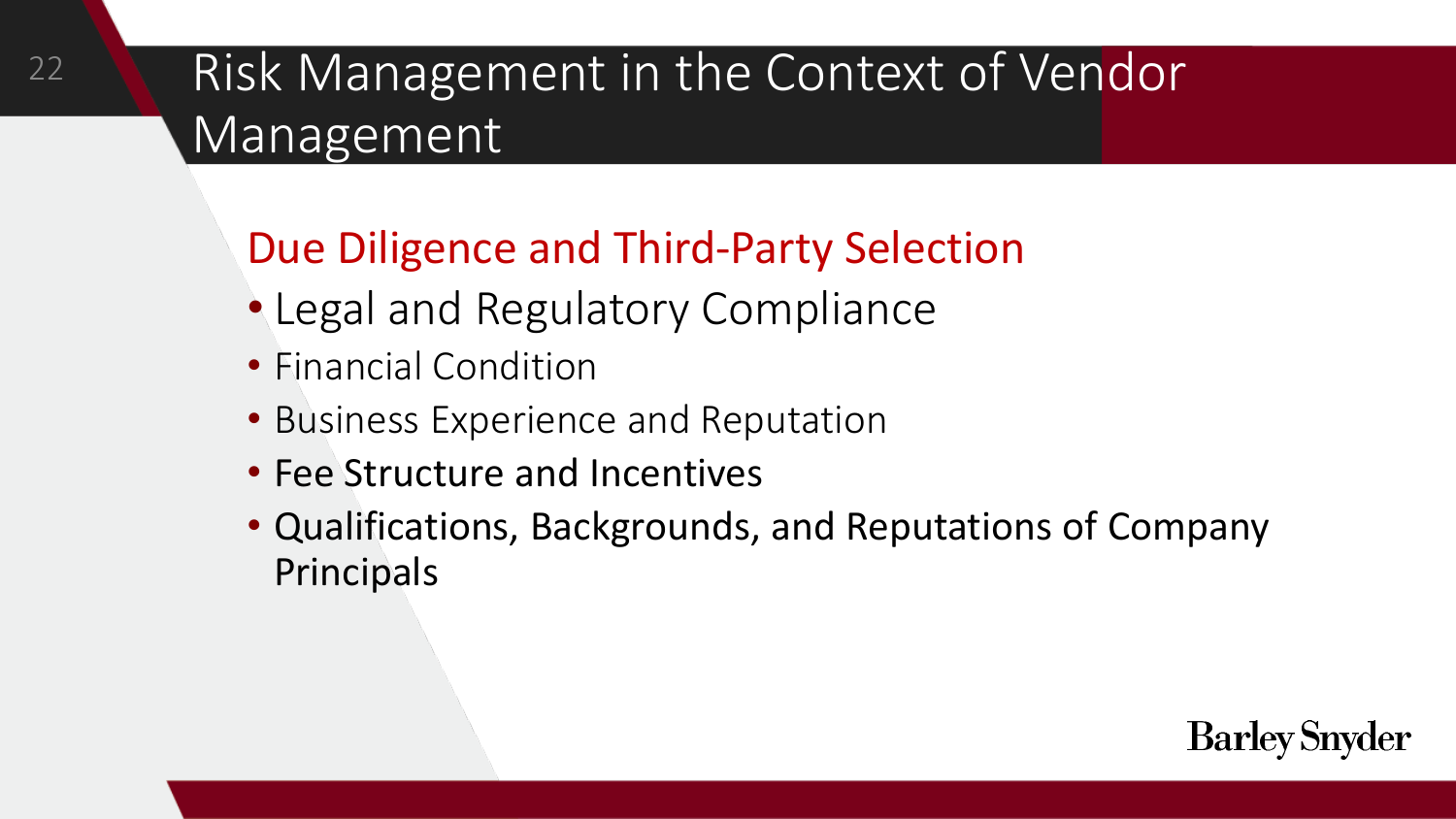# Risk Management in the Context of Vendor Management

## Due Diligence and Third-Party Selection

- Legal and Regulatory Compliance
- Financial Condition
- Business Experience and Reputation
- Fee Structure and Incentives
- Qualifications, Backgrounds, and Reputations of Company Principals

Barley Snyder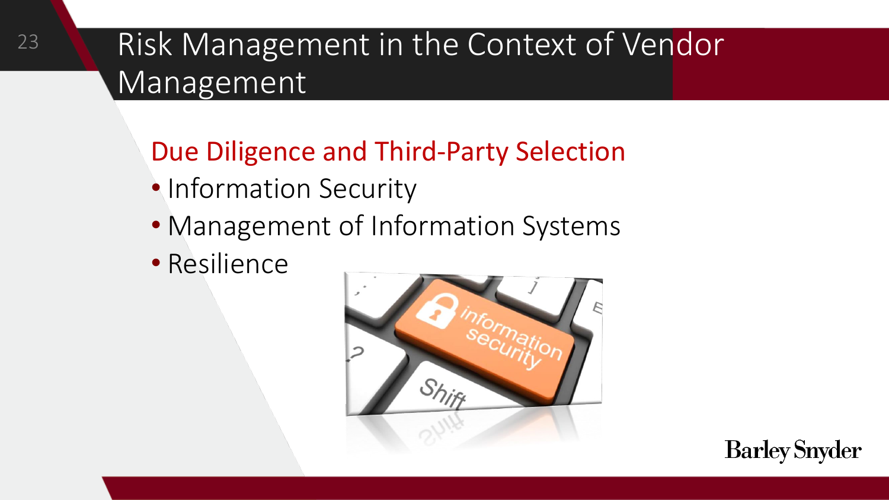# Risk Management in the Context of Vendor Management

## Due Diligence and Third-Party Selection

- Information Security
- Management of Information Systems
- Resilience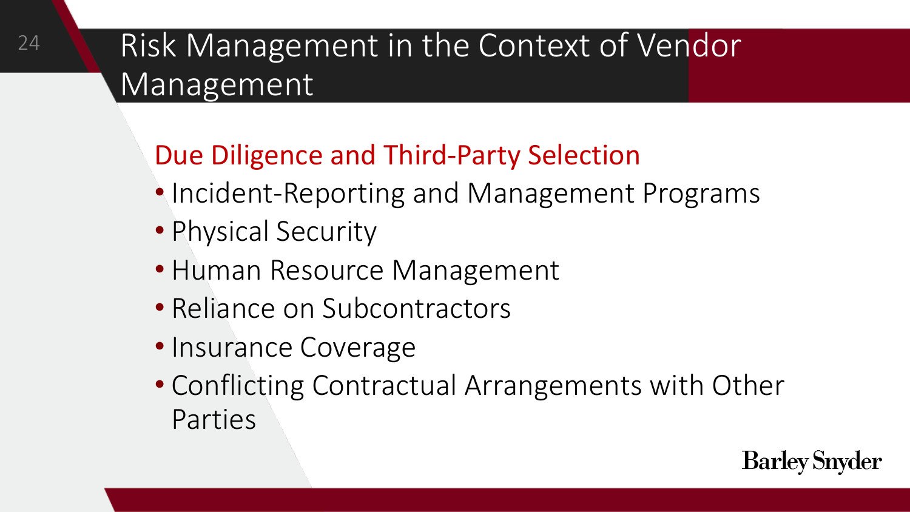# Risk Management in the Context of Vendor Management

## Due Diligence and Third-Party Selection

- Incident-Reporting and Management Programs
- Physical Security
- Human Resource Management
- Reliance on Subcontractors
- Insurance Coverage
- Conflicting Contractual Arrangements with Other Parties

Barley Snyder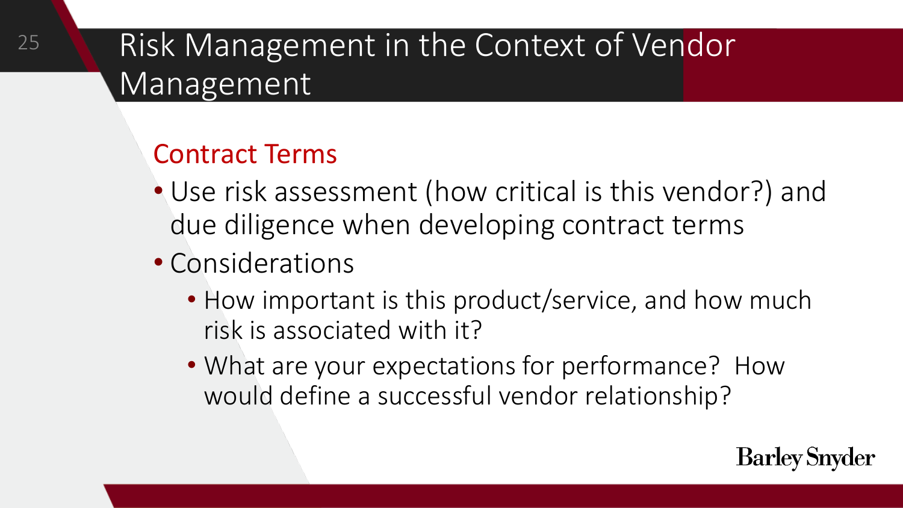# Risk Management in the Context of Vendor Management

## Contract Terms

- Use risk assessment (how critical is this vendor?) and due diligence when developing contract terms
- Considerations
  - How important is this product/service, and how much risk is associated with it?
  - What are your expectations for performance?  How would define a successful vendor relationship?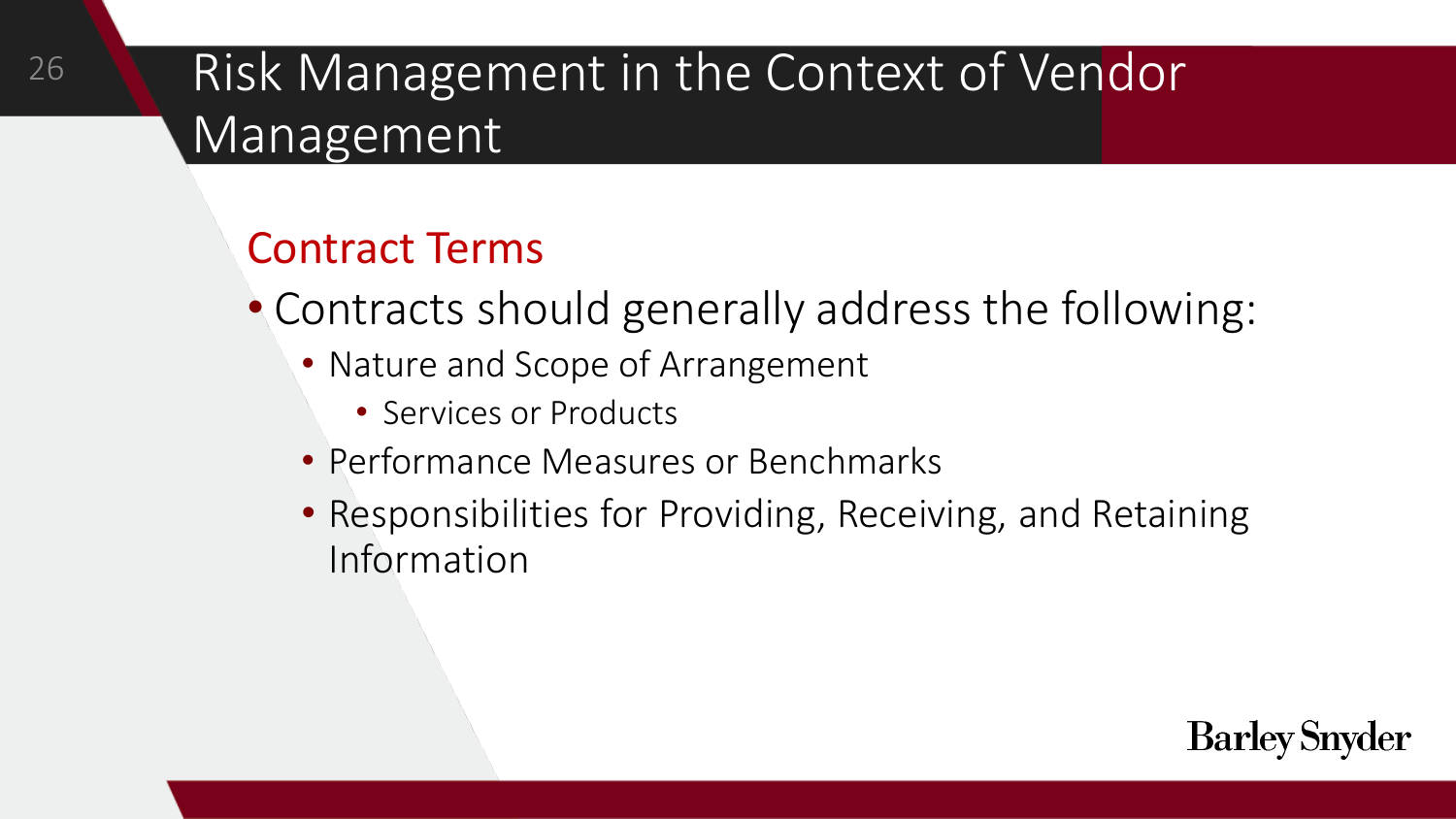# Risk Management in the Context of Vendor Management

## Contract Terms

- Contracts should generally address the following:
  - Nature and Scope of Arrangement
    - Services or Products
  - Performance Measures or Benchmarks
  - Responsibilities for Providing, Receiving, and Retaining Information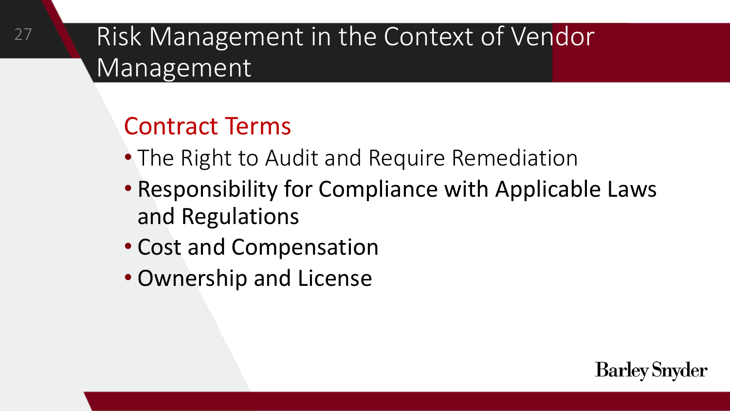# Risk Management in the Context of Vendor Management

## Contract Terms

- The Right to Audit and Require Remediation
- Responsibility for Compliance with Applicable Laws and Regulations
- Cost and Compensation
- Ownership and License

Barley Snyder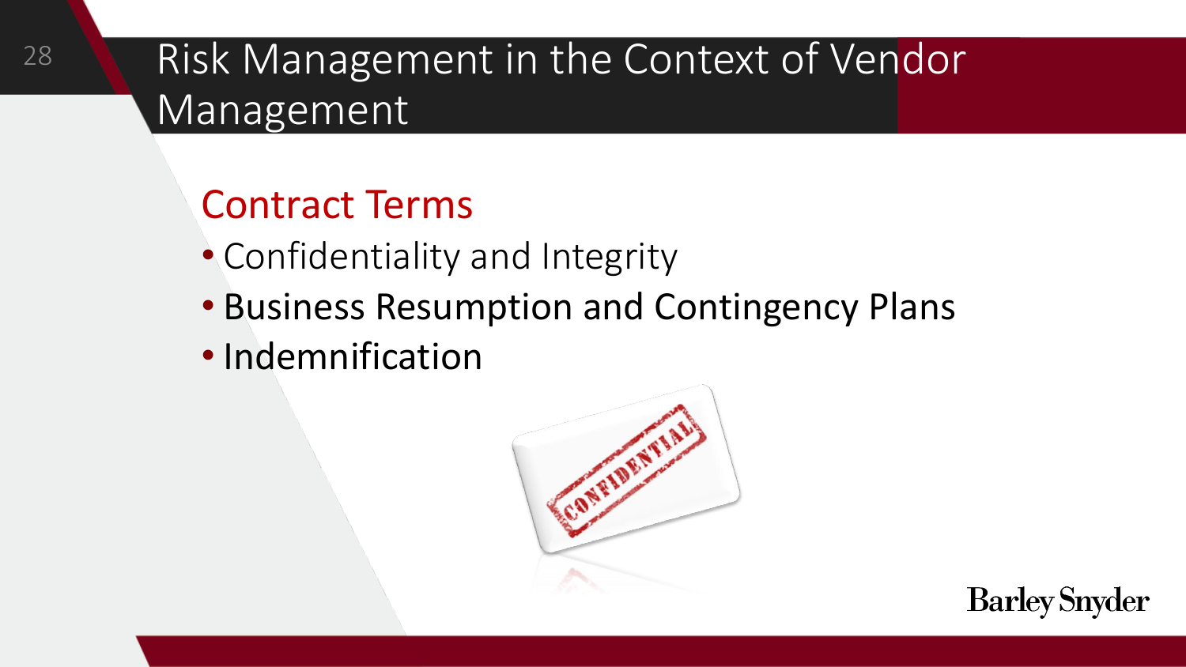# Risk Management in the Context of Vendor Management

## Contract Terms

- Confidentiality and Integrity
- Business Resumption and Contingency Plans
- Indemnification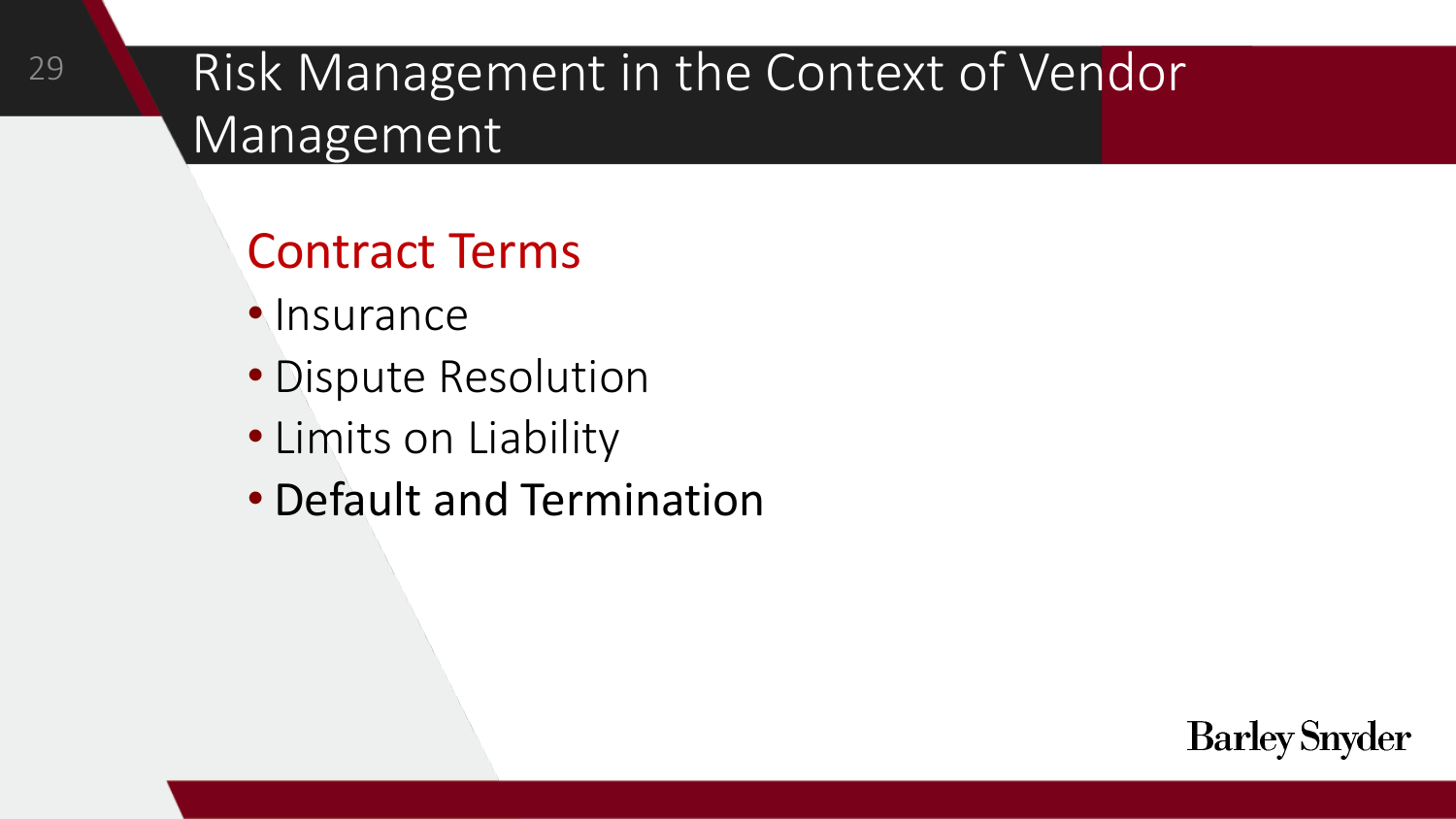# Risk Management in the Context of Vendor Management

## Contract Terms

- Insurance
- Dispute Resolution
- Limits on Liability
- Default and Termination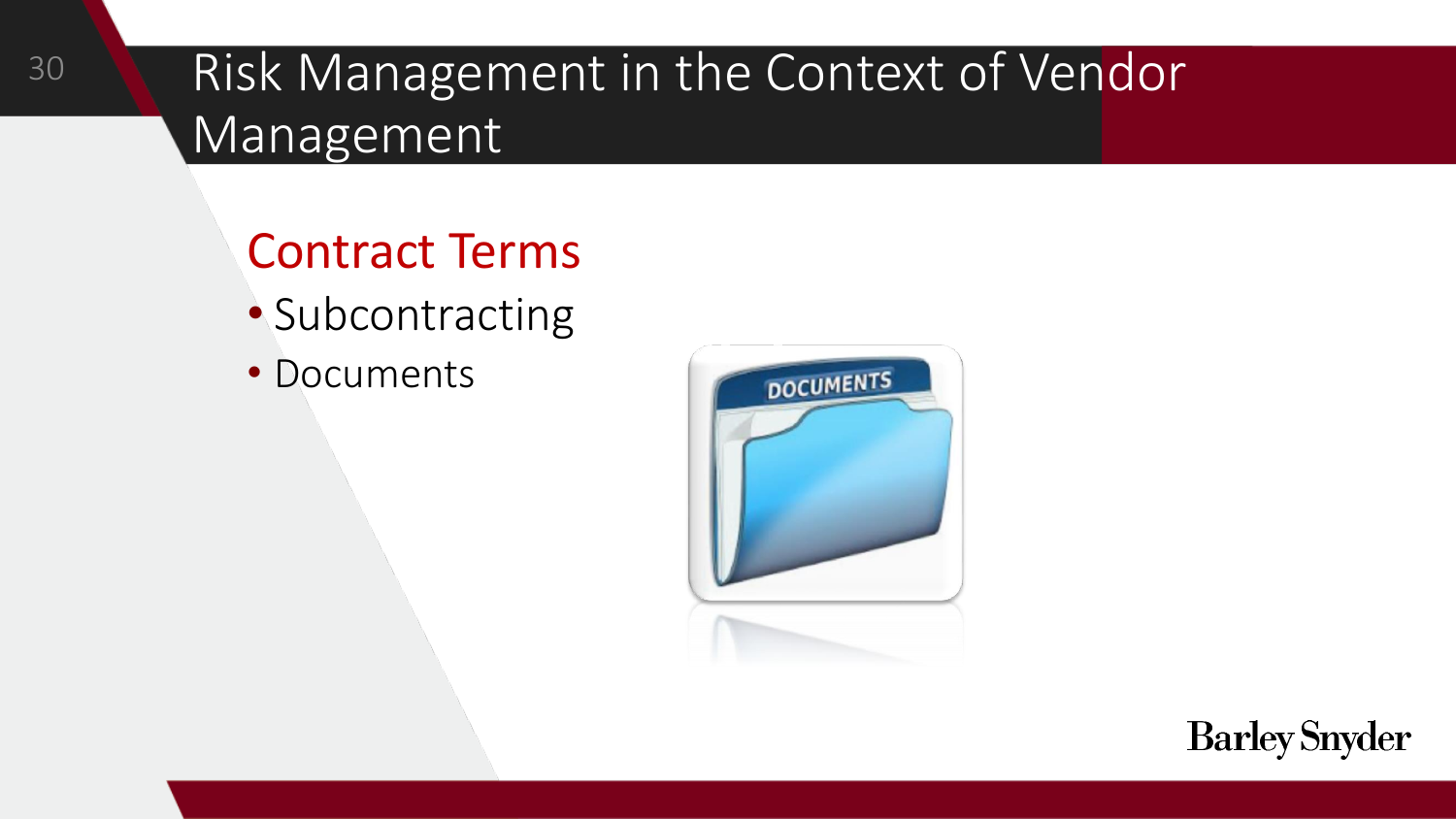# Risk Management in the Context of Vendor Management

## Contract Terms

- Subcontracting
- Documents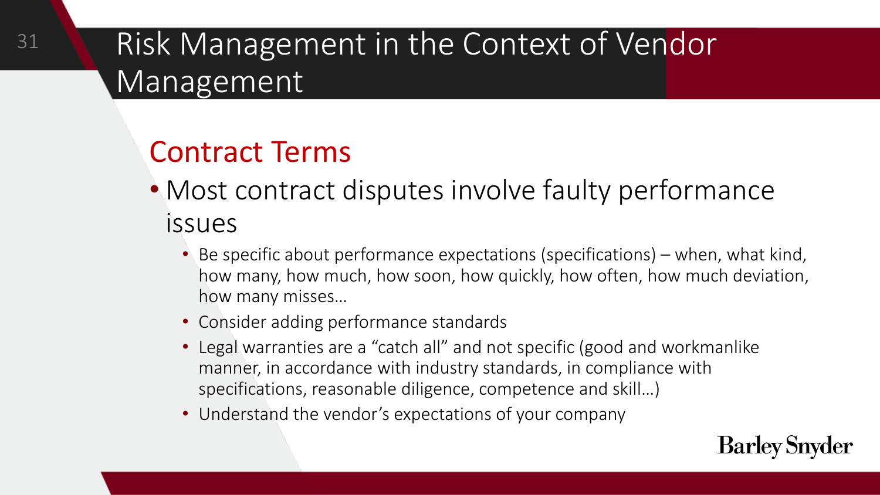# Risk Management in the Context of Vendor Management

## Contract Terms

- Most contract disputes involve faulty performance issues
  - Be specific about performance expectations (specifications) – when, what kind, how many, how much, how soon, how quickly, how often, how much deviation, how many misses…
  - Consider adding performance standards
  - Legal warranties are a "catch all" and not specific (good and workmanlike manner, in accordance with industry standards, in compliance with specifications, reasonable diligence, competence and skill…)
  - Understand the vendor's expectations of your company

Barley Snyder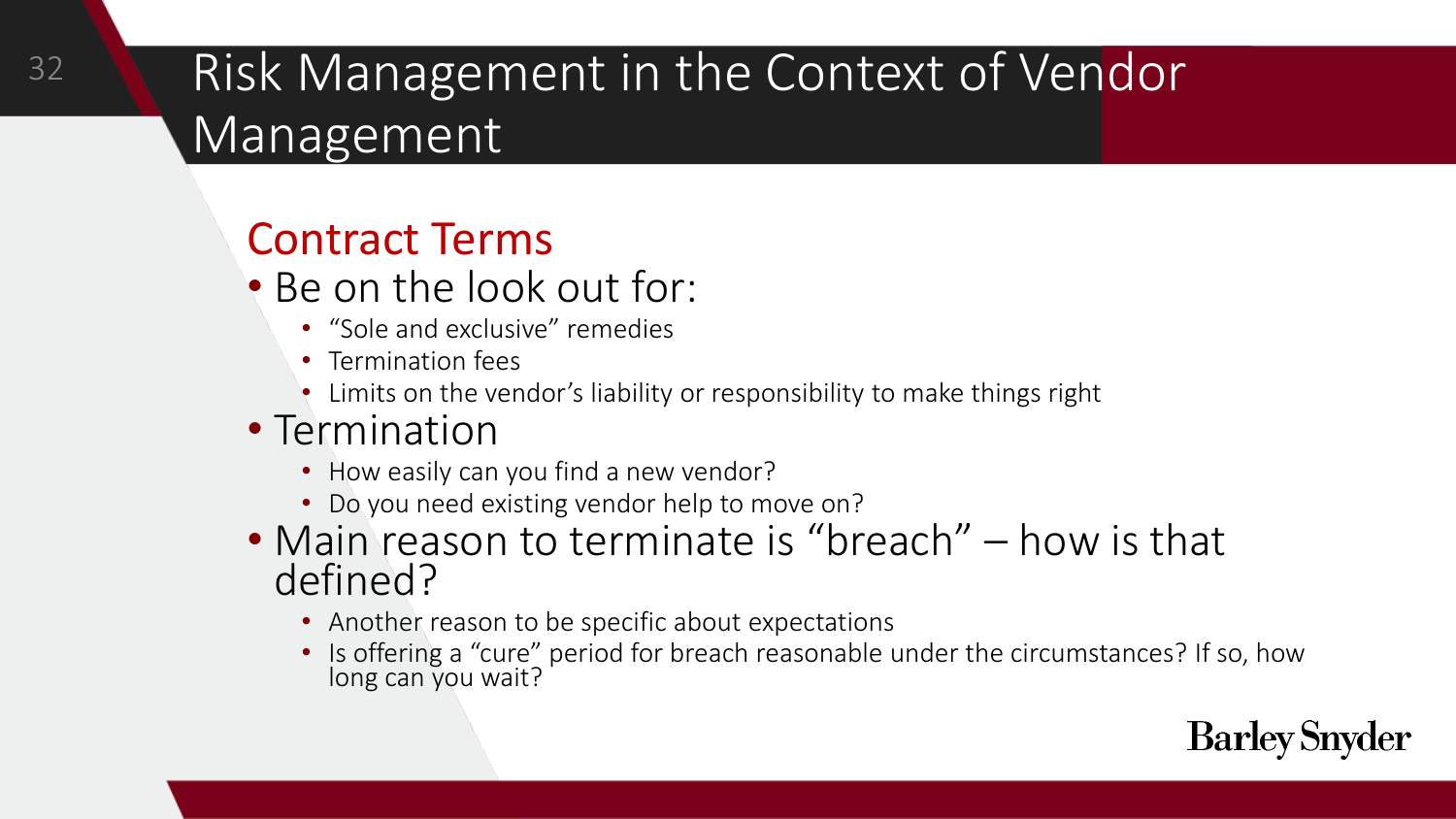# Risk Management in the Context of Vendor Management

## Contract Terms

- Be on the look out for:
  - "Sole and exclusive" remedies
  - Termination fees
  - Limits on the vendor's liability or responsibility to make things right
- Termination
  - How easily can you find a new vendor?
  - Do you need existing vendor help to move on?
- Main reason to terminate is "breach" – how is that defined?
  - Another reason to be specific about expectations
  - Is offering a "cure" period for breach reasonable under the circumstances? If so, how long can you wait?

Barley Snyder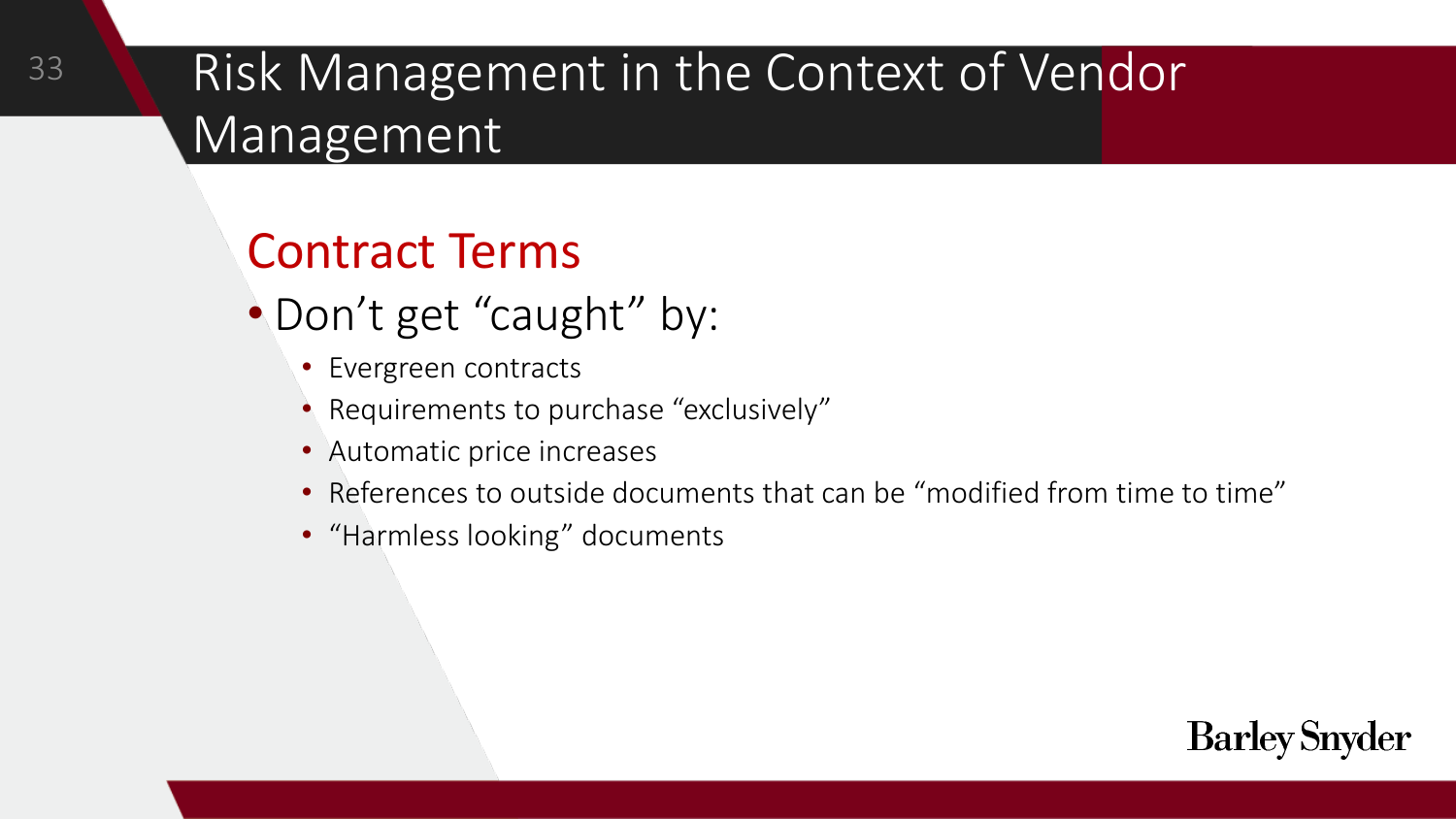# Risk Management in the Context of Vendor Management

## Contract Terms

- Don't get "caught" by:
  - Evergreen contracts
  - Requirements to purchase "exclusively"
  - Automatic price increases
  - References to outside documents that can be "modified from time to time"
  - "Harmless looking" documents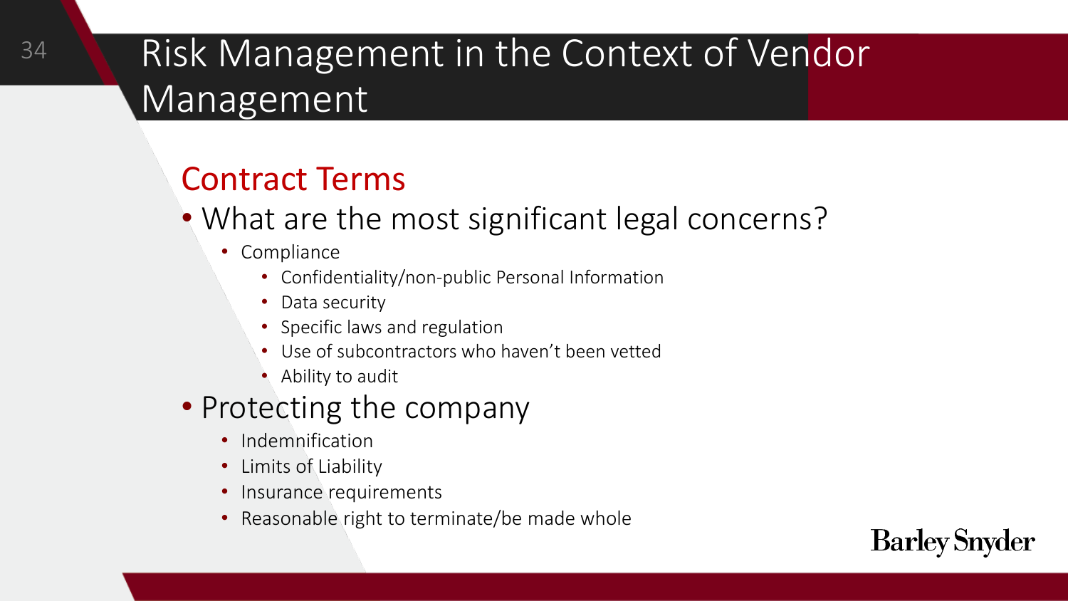# Risk Management in the Context of Vendor Management

## Contract Terms

- What are the most significant legal concerns?
  - Compliance
    - Confidentiality/non-public Personal Information
    - Data security
    - Specific laws and regulation
    - Use of subcontractors who haven't been vetted
    - Ability to audit
- Protecting the company
  - Indemnification
  - Limits of Liability
  - Insurance requirements
  - Reasonable right to terminate/be made whole

Barley Snyder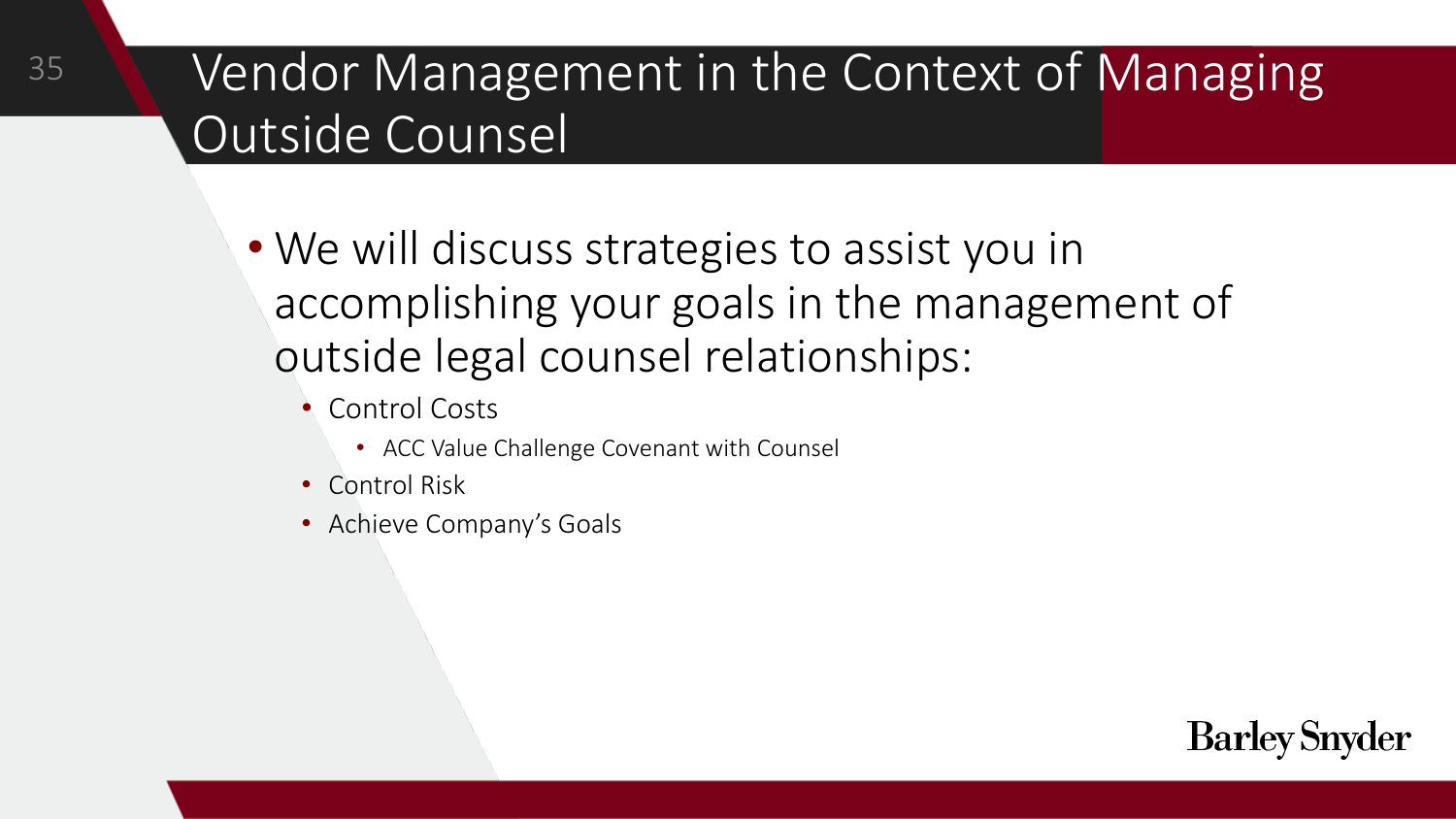# Vendor Management in the Context of Managing Outside Counsel

- We will discuss strategies to assist you in accomplishing your goals in the management of outside legal counsel relationships:
  - Control Costs
    - ACC Value Challenge Covenant with Counsel
  - Control Risk
  - Achieve Company's Goals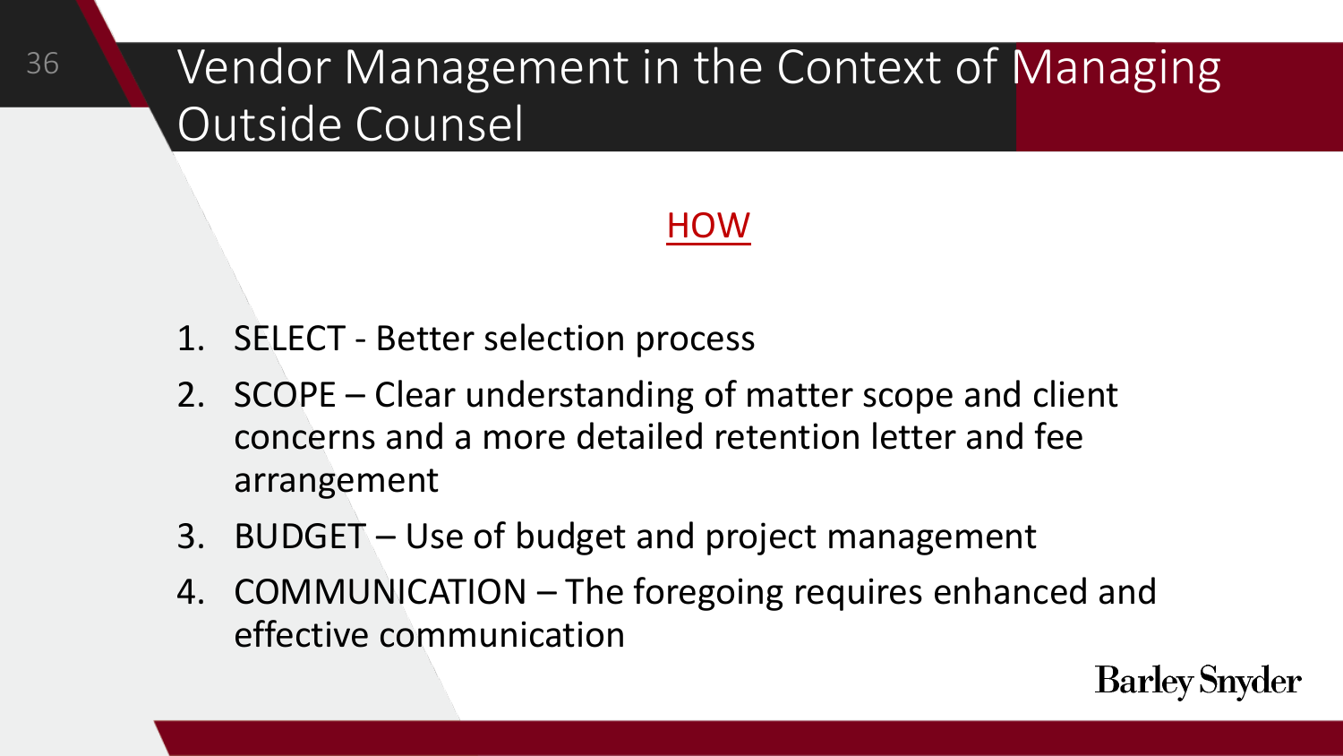# Vendor Management in the Context of Managing Outside Counsel

## HOW

1. SELECT - Better selection process
2. SCOPE – Clear understanding of matter scope and client concerns and a more detailed retention letter and fee arrangement
3. BUDGET – Use of budget and project management
4. COMMUNICATION – The foregoing requires enhanced and effective communication

Barley Snyder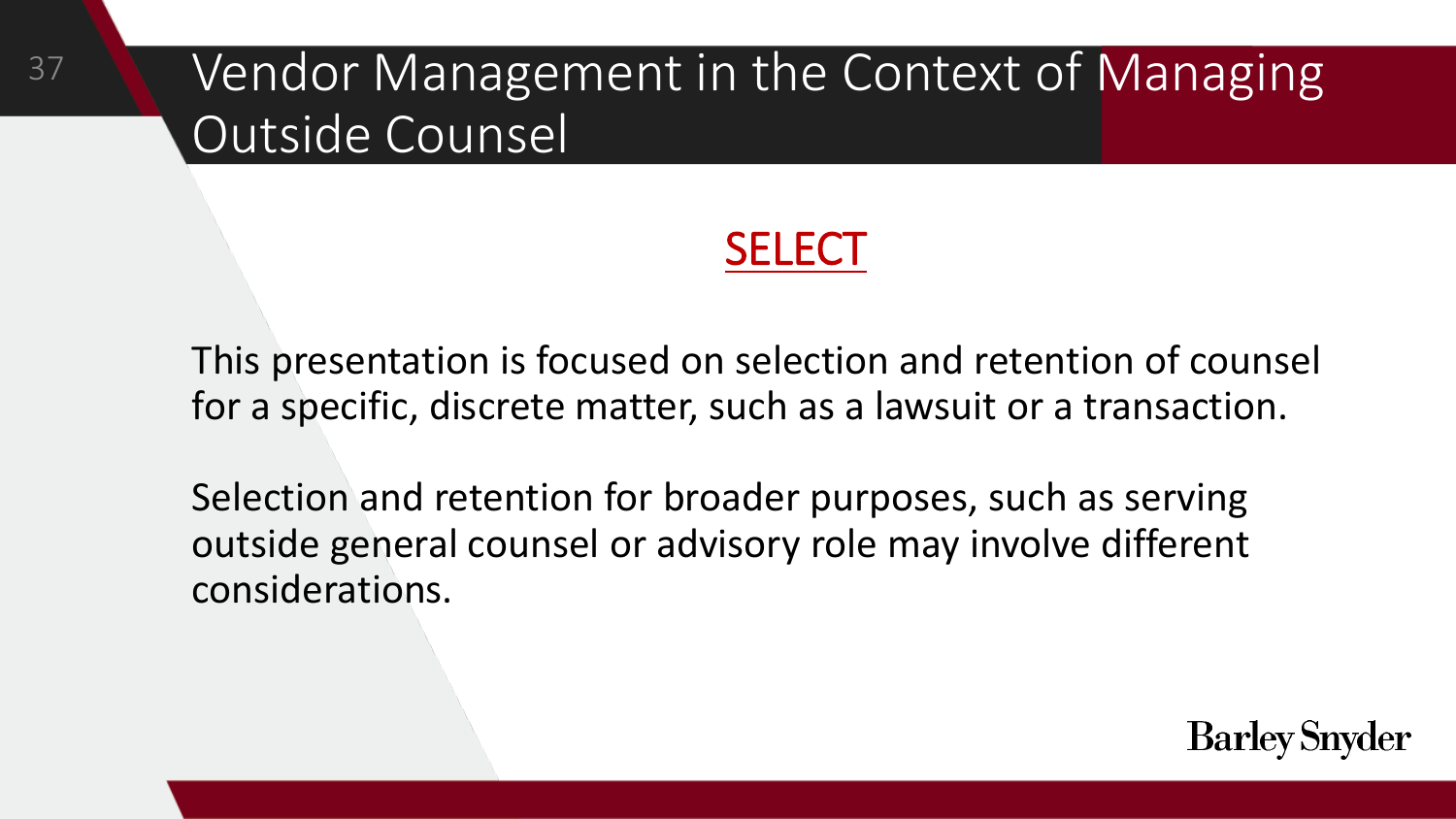# Vendor Management in the Context of Managing Outside Counsel

## SELECT

This presentation is focused on selection and retention of counsel for a specific, discrete matter, such as a lawsuit or a transaction.

Selection and retention for broader purposes, such as serving outside general counsel or advisory role may involve different considerations.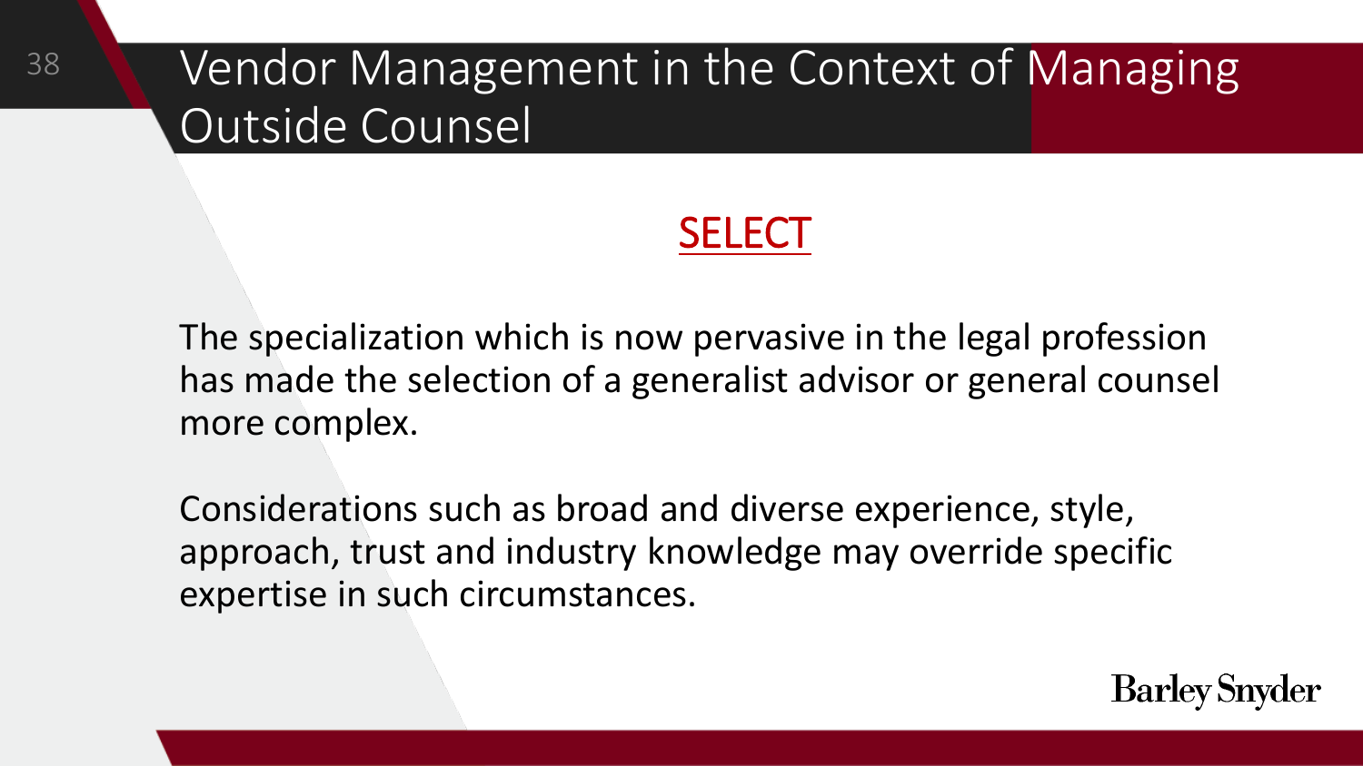# Vendor Management in the Context of Managing Outside Counsel

## SELECT

The specialization which is now pervasive in the legal profession has made the selection of a generalist advisor or general counsel more complex.

Considerations such as broad and diverse experience, style, approach, trust and industry knowledge may override specific expertise in such circumstances.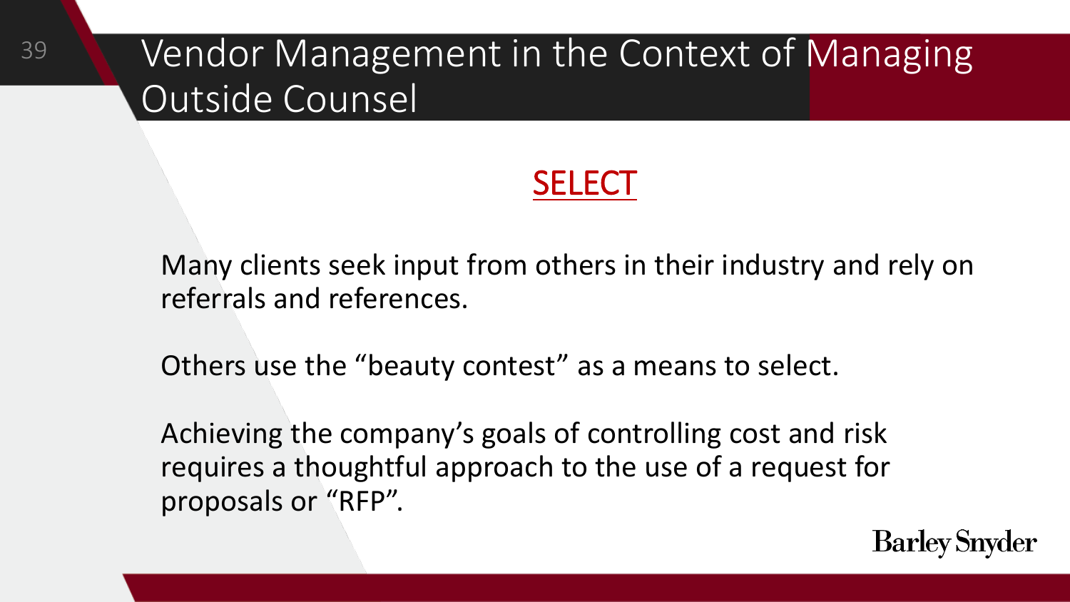# Vendor Management in the Context of Managing Outside Counsel

## SELECT

Many clients seek input from others in their industry and rely on referrals and references.

Others use the “beauty contest” as a means to select.

Achieving the company’s goals of controlling cost and risk requires a thoughtful approach to the use of a request for proposals or “RFP”.

Barley Snyder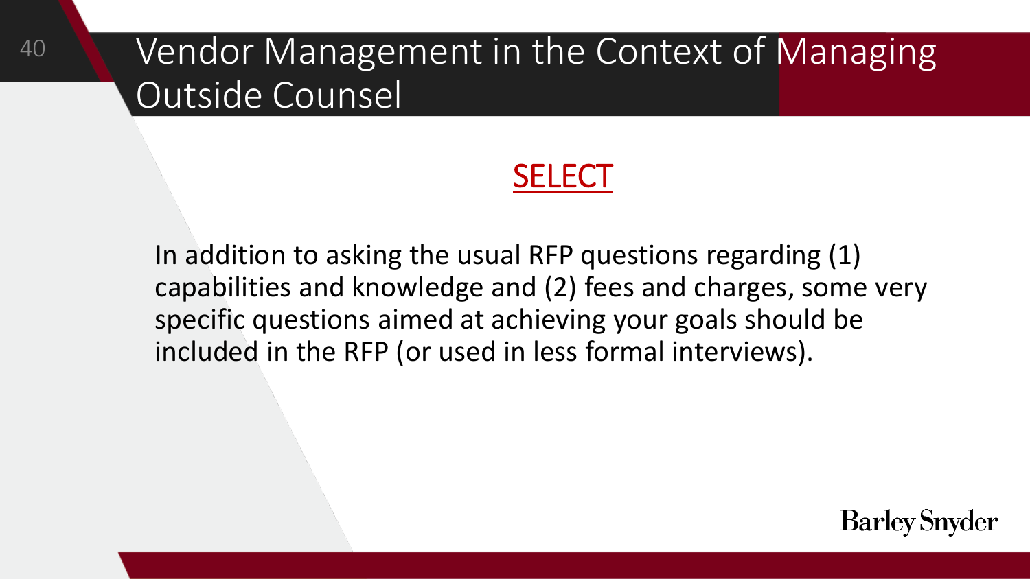# Vendor Management in the Context of Managing Outside Counsel

## SELECT

In addition to asking the usual RFP questions regarding (1) capabilities and knowledge and (2) fees and charges, some very specific questions aimed at achieving your goals should be included in the RFP (or used in less formal interviews).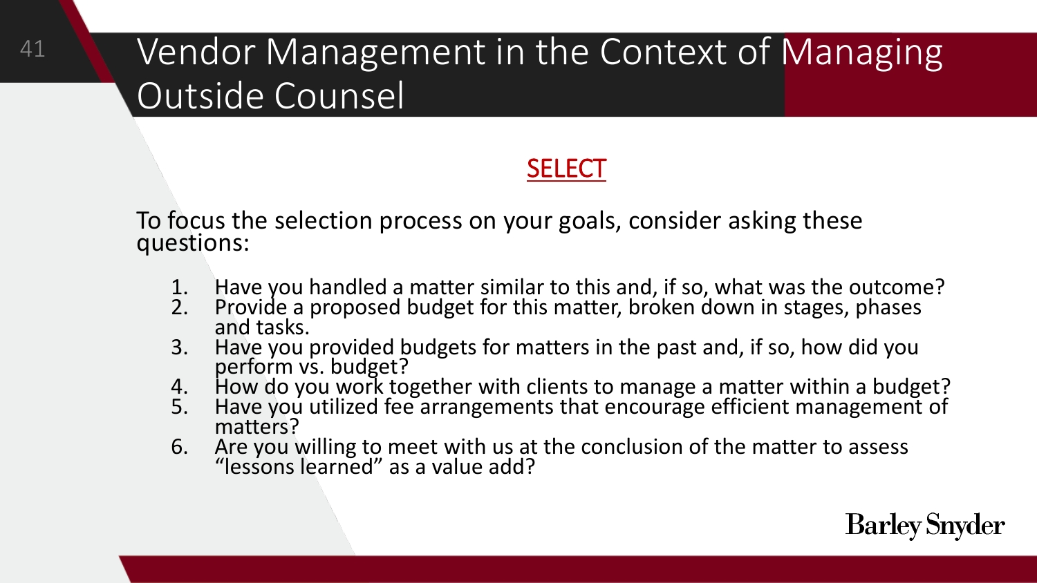# Vendor Management in the Context of Managing Outside Counsel

## SELECT

To focus the selection process on your goals, consider asking these questions:

1. Have you handled a matter similar to this and, if so, what was the outcome?
2. Provide a proposed budget for this matter, broken down in stages, phases and tasks.
3. Have you provided budgets for matters in the past and, if so, how did you perform vs. budget?
4. How do you work together with clients to manage a matter within a budget?
5. Have you utilized fee arrangements that encourage efficient management of matters?
6. Are you willing to meet with us at the conclusion of the matter to assess "lessons learned" as a value add?

Barley Snyder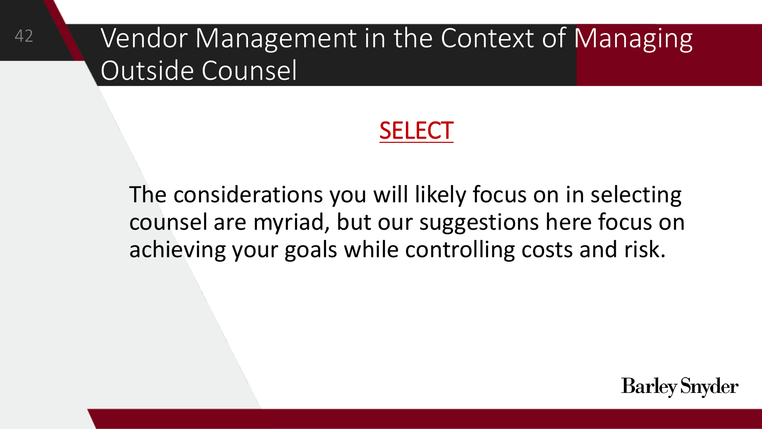# Vendor Management in the Context of Managing Outside Counsel

## SELECT

The considerations you will likely focus on in selecting counsel are myriad, but our suggestions here focus on achieving your goals while controlling costs and risk.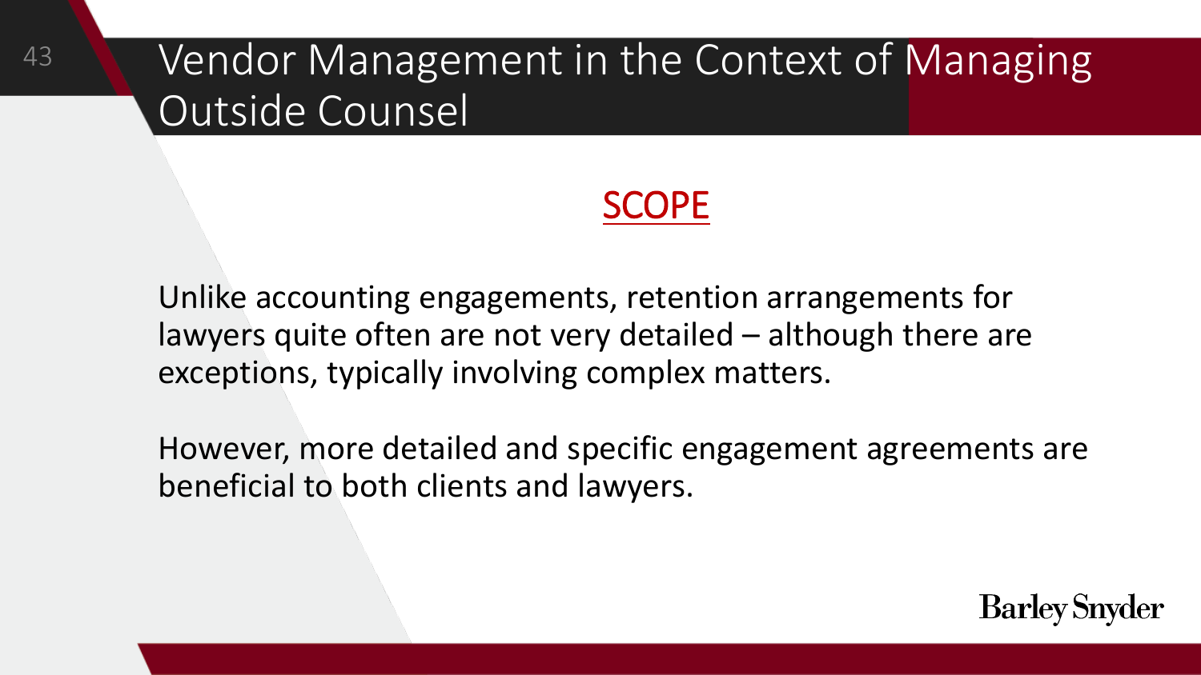# Vendor Management in the Context of Managing Outside Counsel

## SCOPE

Unlike accounting engagements, retention arrangements for lawyers quite often are not very detailed – although there are exceptions, typically involving complex matters.

However, more detailed and specific engagement agreements are beneficial to both clients and lawyers.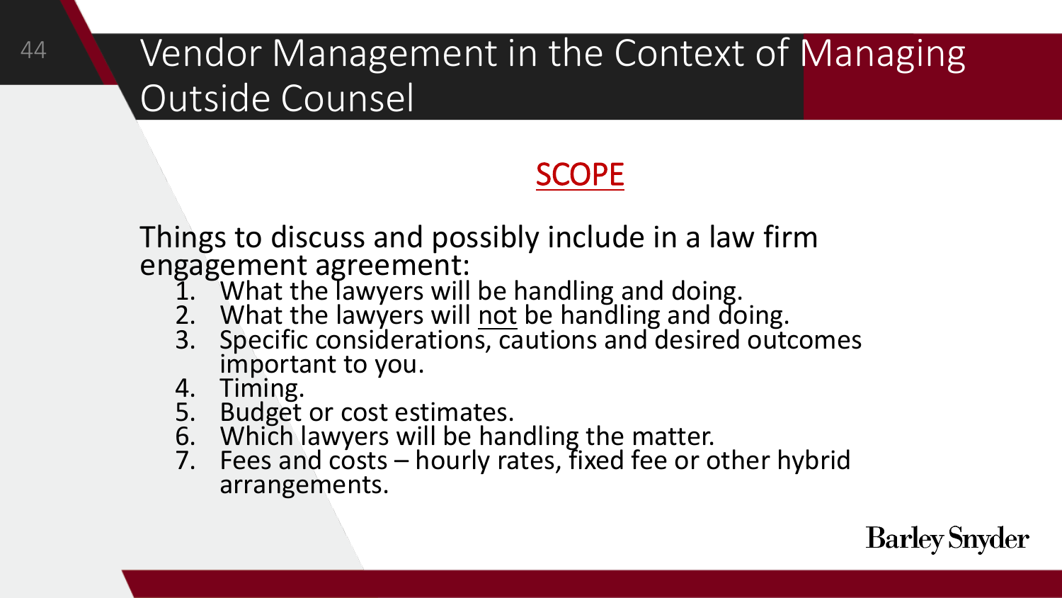# Vendor Management in the Context of Managing Outside Counsel

## SCOPE

Things to discuss and possibly include in a law firm engagement agreement:

1. What the lawyers will be handling and doing.
2. What the lawyers will not be handling and doing.
3. Specific considerations, cautions and desired outcomes important to you.
4. Timing.
5. Budget or cost estimates.
6. Which lawyers will be handling the matter.
7. Fees and costs – hourly rates, fixed fee or other hybrid arrangements.

Barley Snyder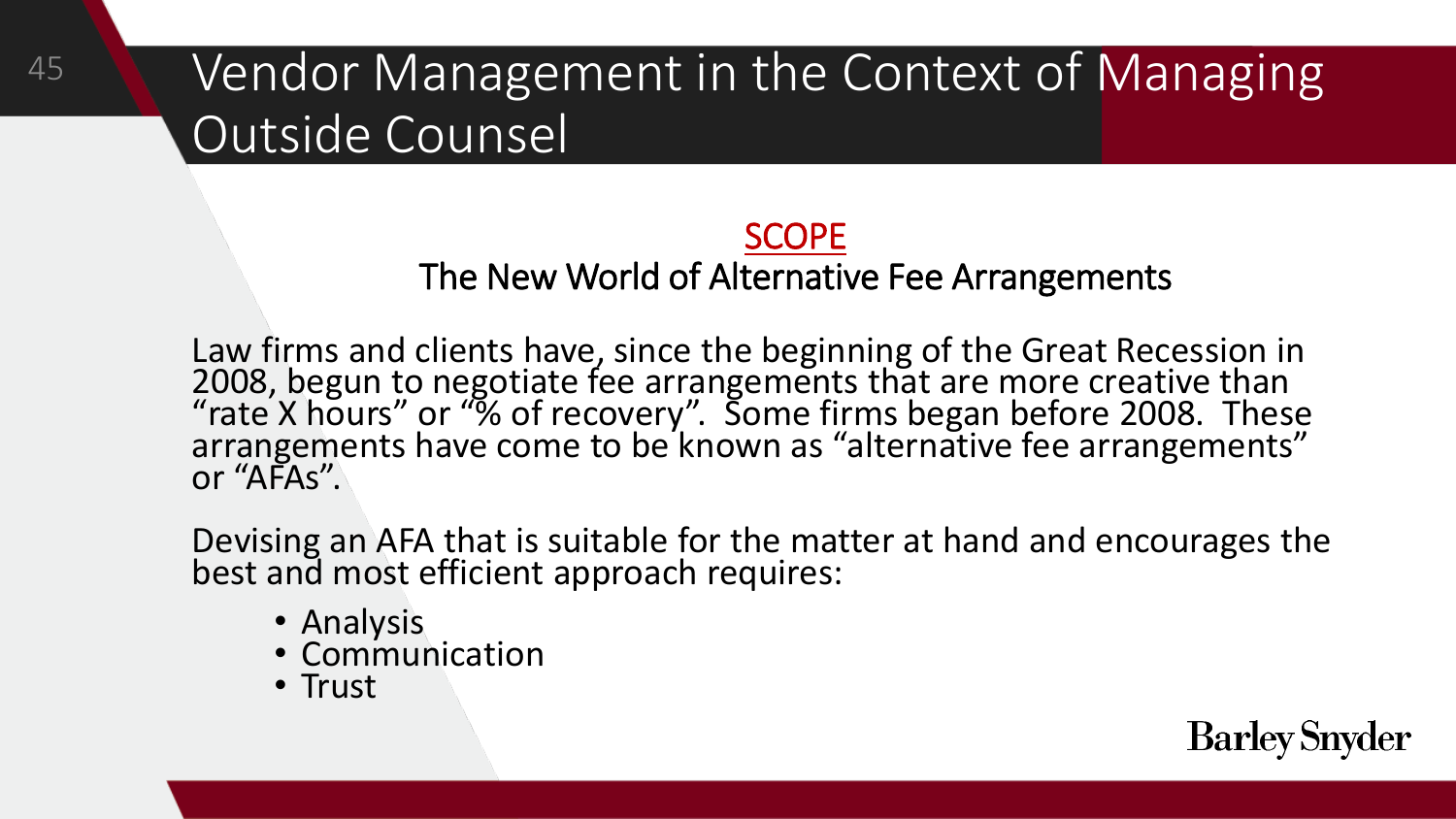# Vendor Management in the Context of Managing Outside Counsel

## SCOPE

### The New World of Alternative Fee Arrangements

Law firms and clients have, since the beginning of the Great Recession in 2008, begun to negotiate fee arrangements that are more creative than "rate X hours" or "% of recovery". Some firms began before 2008. These arrangements have come to be known as "alternative fee arrangements" or "AFAs".

Devising an AFA that is suitable for the matter at hand and encourages the best and most efficient approach requires:

- Analysis
- Communication
- Trust

Barley Snyder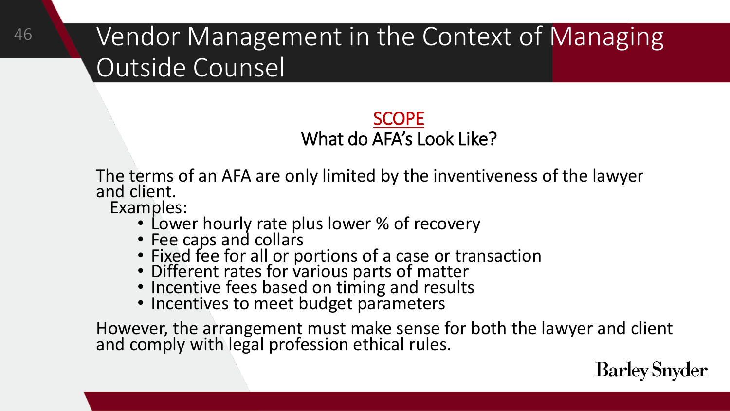# Vendor Management in the Context of Managing Outside Counsel

## SCOPE
### What do AFA's Look Like?

The terms of an AFA are only limited by the inventiveness of the lawyer and client.

Examples:

- Lower hourly rate plus lower % of recovery
- Fee caps and collars
- Fixed fee for all or portions of a case or transaction
- Different rates for various parts of matter
- Incentive fees based on timing and results
- Incentives to meet budget parameters

However, the arrangement must make sense for both the lawyer and client and comply with legal profession ethical rules.

Barley Snyder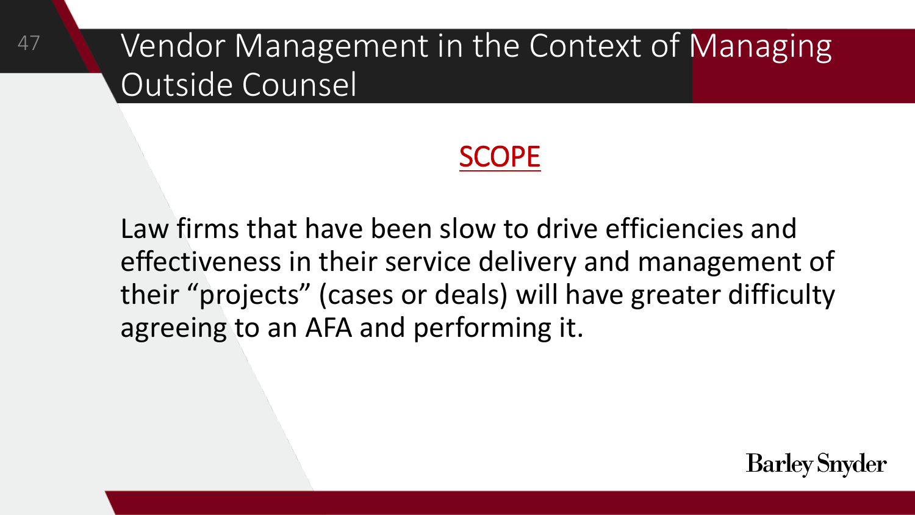# Vendor Management in the Context of Managing Outside Counsel

## SCOPE

Law firms that have been slow to drive efficiencies and effectiveness in their service delivery and management of their "projects" (cases or deals) will have greater difficulty agreeing to an AFA and performing it.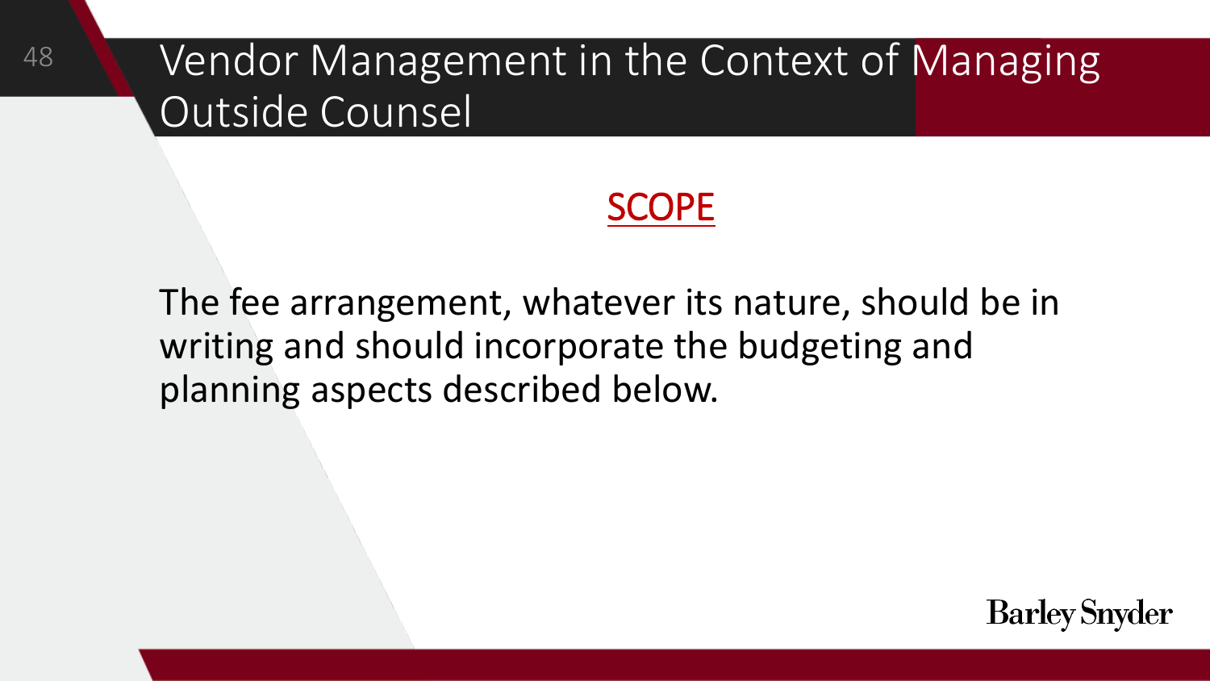# Vendor Management in the Context of Managing Outside Counsel

## SCOPE

The fee arrangement, whatever its nature, should be in writing and should incorporate the budgeting and planning aspects described below.

Barley Snyder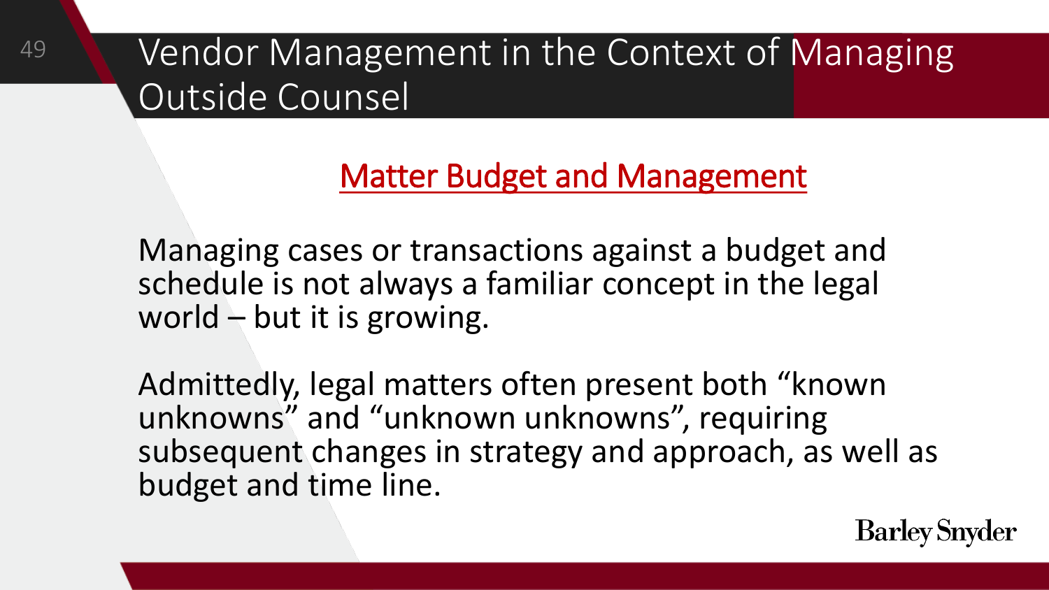# Vendor Management in the Context of Managing Outside Counsel

## Matter Budget and Management

Managing cases or transactions against a budget and schedule is not always a familiar concept in the legal world – but it is growing.

Admittedly, legal matters often present both “known unknowns” and “unknown unknowns”, requiring subsequent changes in strategy and approach, as well as budget and time line.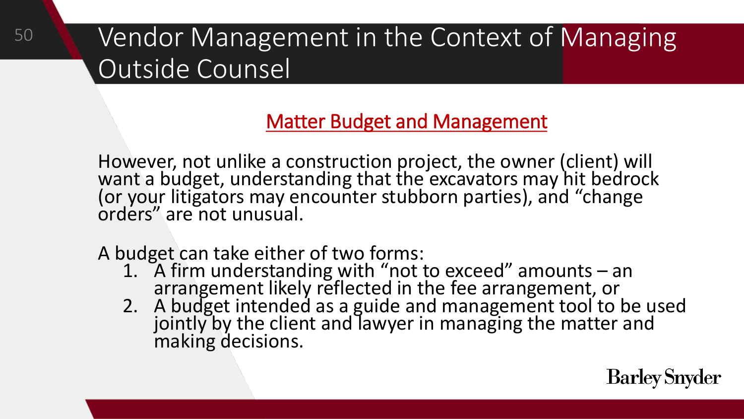# Vendor Management in the Context of Managing Outside Counsel

## Matter Budget and Management

However, not unlike a construction project, the owner (client) will want a budget, understanding that the excavators may hit bedrock (or your litigators may encounter stubborn parties), and "change orders" are not unusual.

A budget can take either of two forms:

1. A firm understanding with "not to exceed" amounts – an arrangement likely reflected in the fee arrangement, or
2. A budget intended as a guide and management tool to be used jointly by the client and lawyer in managing the matter and making decisions.

Barley Snyder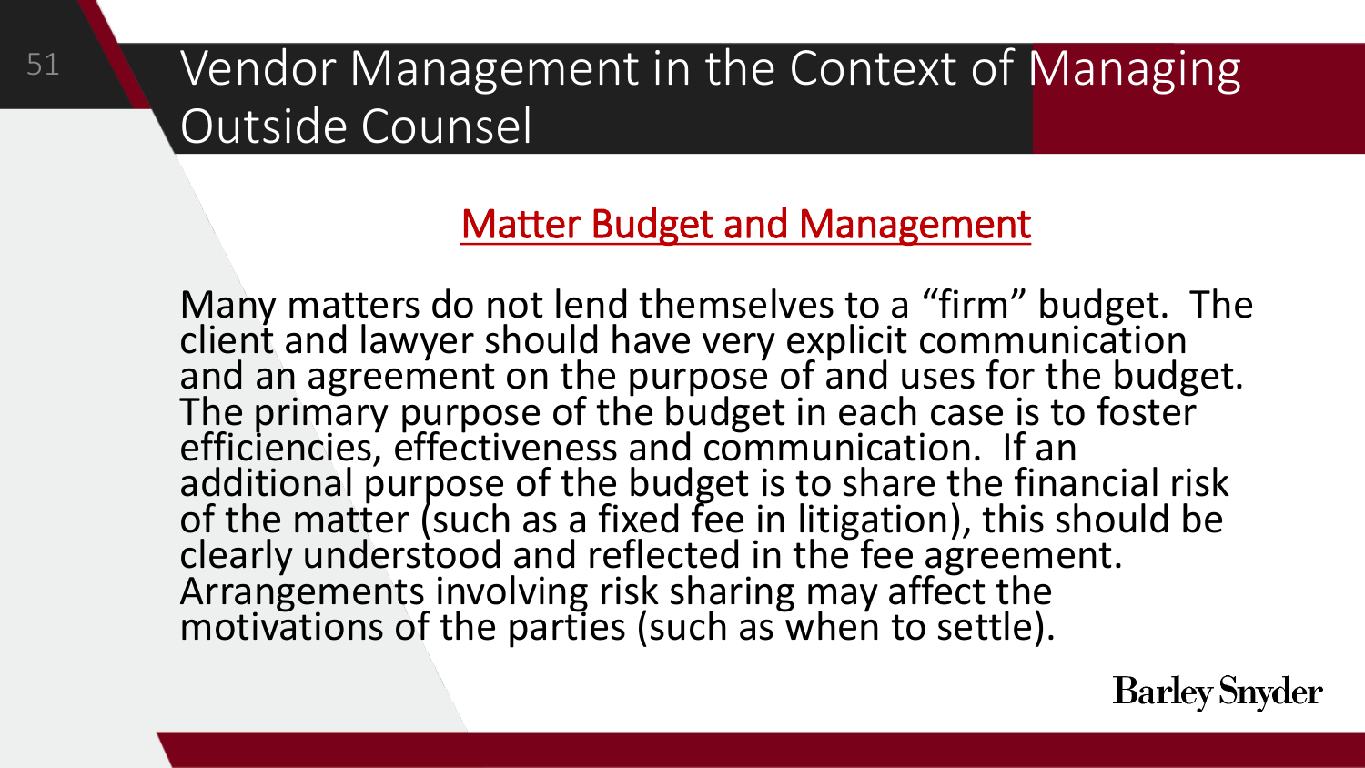# Vendor Management in the Context of Managing Outside Counsel

## Matter Budget and Management

Many matters do not lend themselves to a "firm" budget. The client and lawyer should have very explicit communication and an agreement on the purpose of and uses for the budget. The primary purpose of the budget in each case is to foster efficiencies, effectiveness and communication. If an additional purpose of the budget is to share the financial risk of the matter (such as a fixed fee in litigation), this should be clearly understood and reflected in the fee agreement. Arrangements involving risk sharing may affect the motivations of the parties (such as when to settle).

Barley Snyder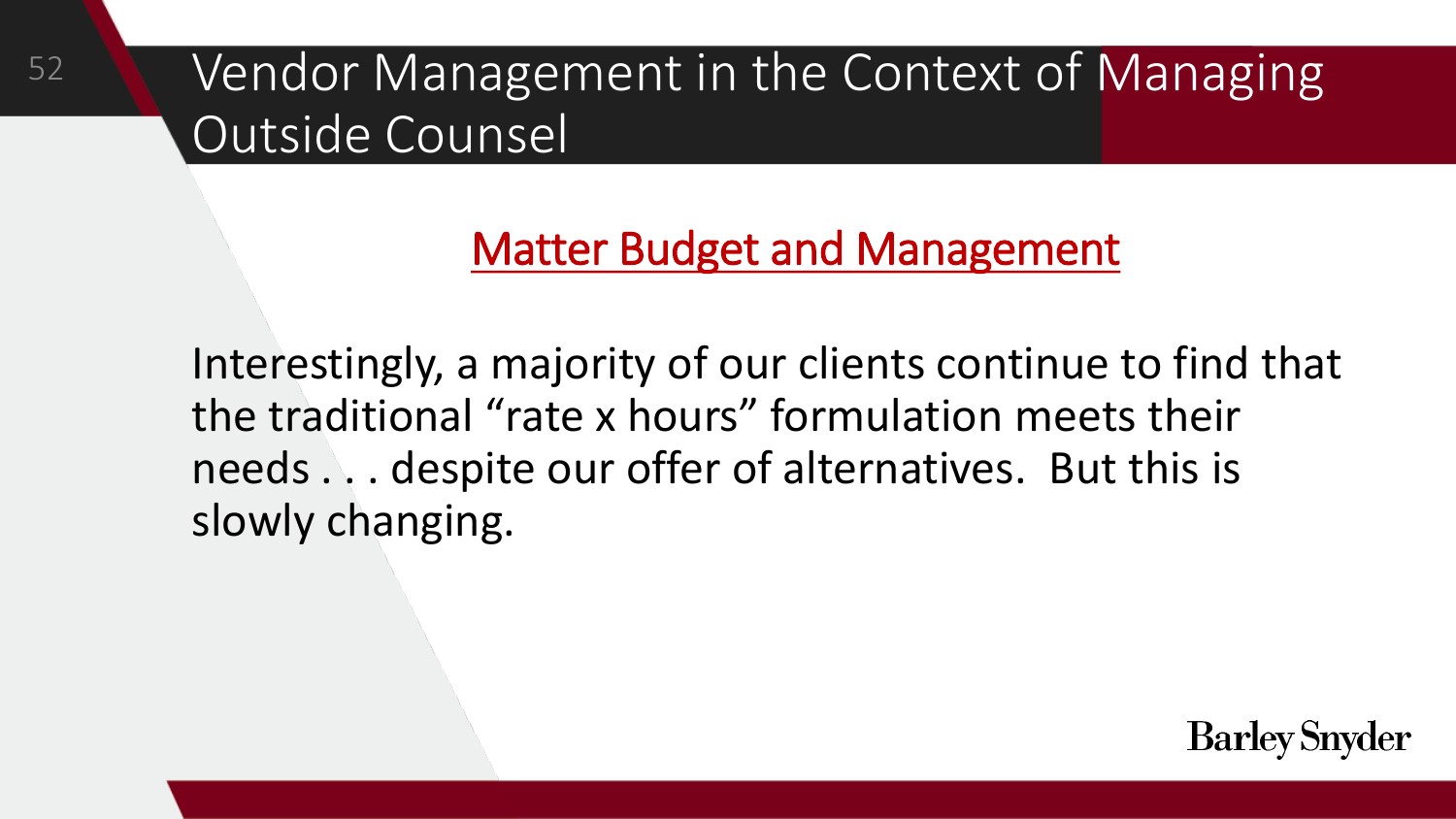# Vendor Management in the Context of Managing Outside Counsel

## Matter Budget and Management

Interestingly, a majority of our clients continue to find that the traditional "rate x hours" formulation meets their needs . . . despite our offer of alternatives. But this is slowly changing.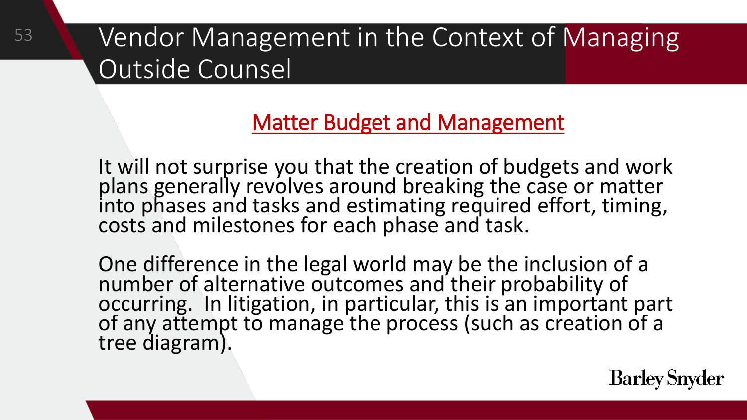# Vendor Management in the Context of Managing Outside Counsel

## Matter Budget and Management

It will not surprise you that the creation of budgets and work plans generally revolves around breaking the case or matter into phases and tasks and estimating required effort, timing, costs and milestones for each phase and task.

One difference in the legal world may be the inclusion of a number of alternative outcomes and their probability of occurring. In litigation, in particular, this is an important part of any attempt to manage the process (such as creation of a tree diagram).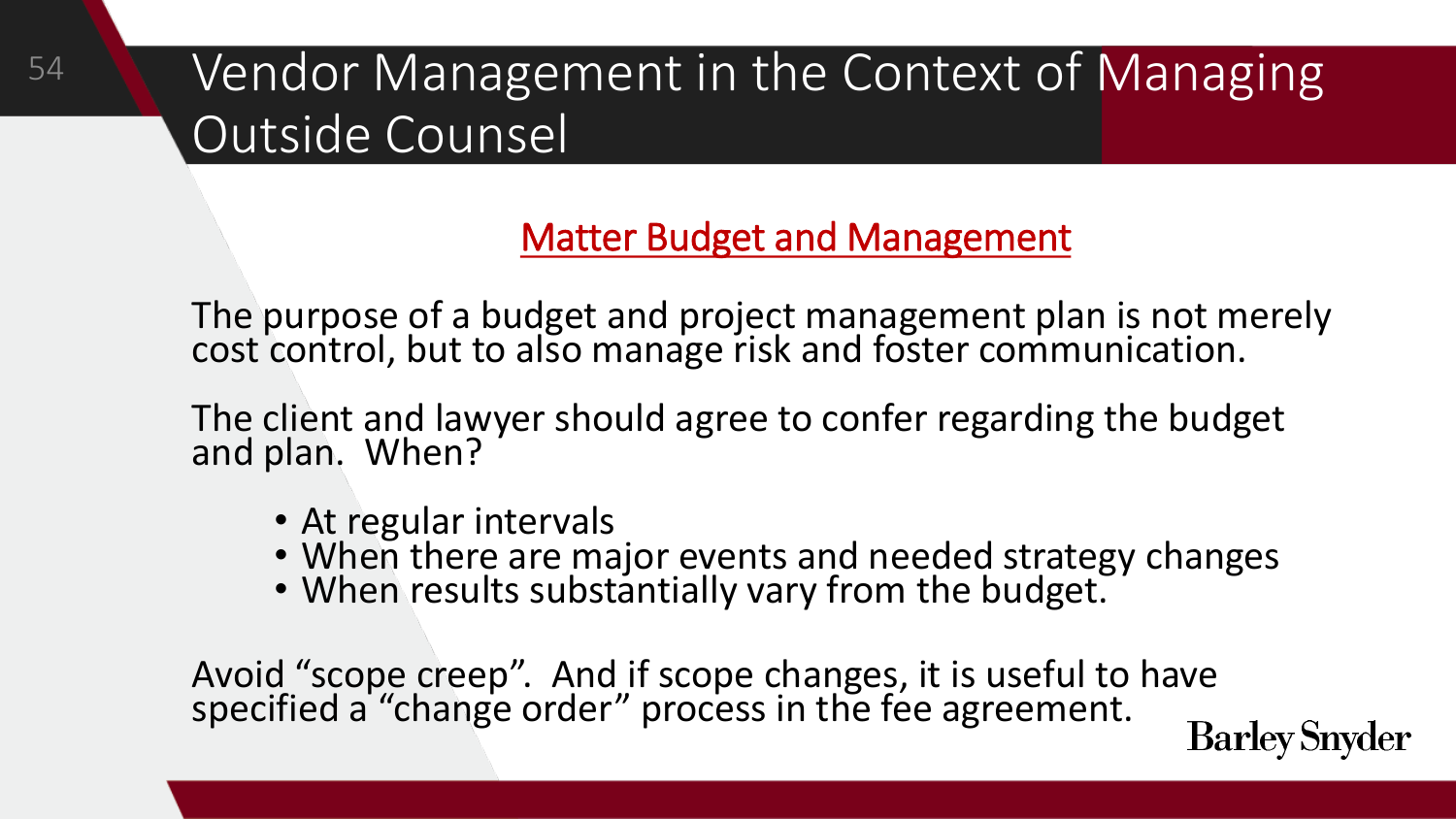# Vendor Management in the Context of Managing Outside Counsel

## Matter Budget and Management

The purpose of a budget and project management plan is not merely cost control, but to also manage risk and foster communication.

The client and lawyer should agree to confer regarding the budget and plan. When?

- At regular intervals
- When there are major events and needed strategy changes
- When results substantially vary from the budget.

Avoid "scope creep". And if scope changes, it is useful to have specified a "change order" process in the fee agreement.

Barley Snyder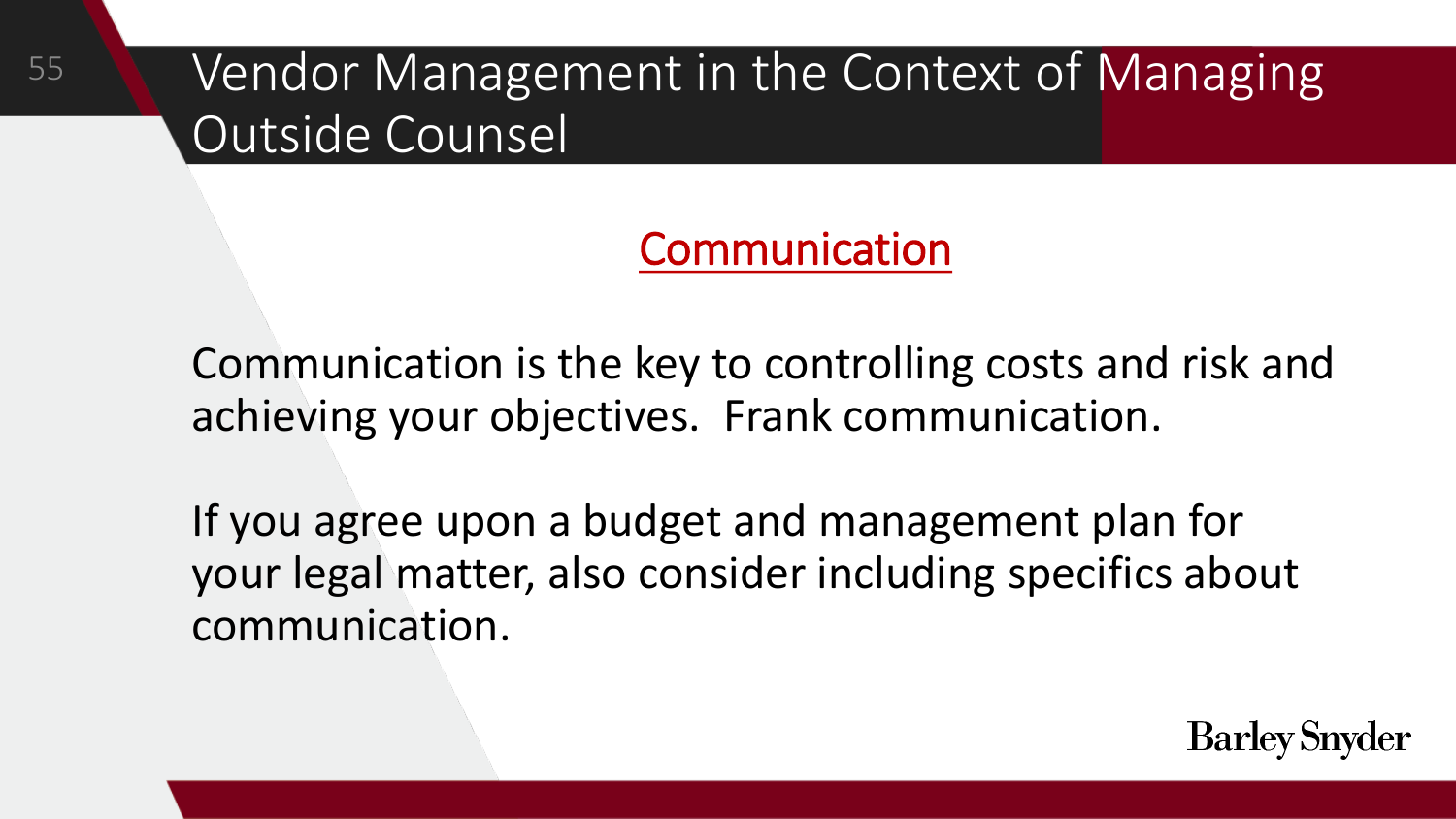# Vendor Management in the Context of Managing Outside Counsel

## Communication

Communication is the key to controlling costs and risk and achieving your objectives.  Frank communication.

If you agree upon a budget and management plan for your legal matter, also consider including specifics about communication.

Barley Snyder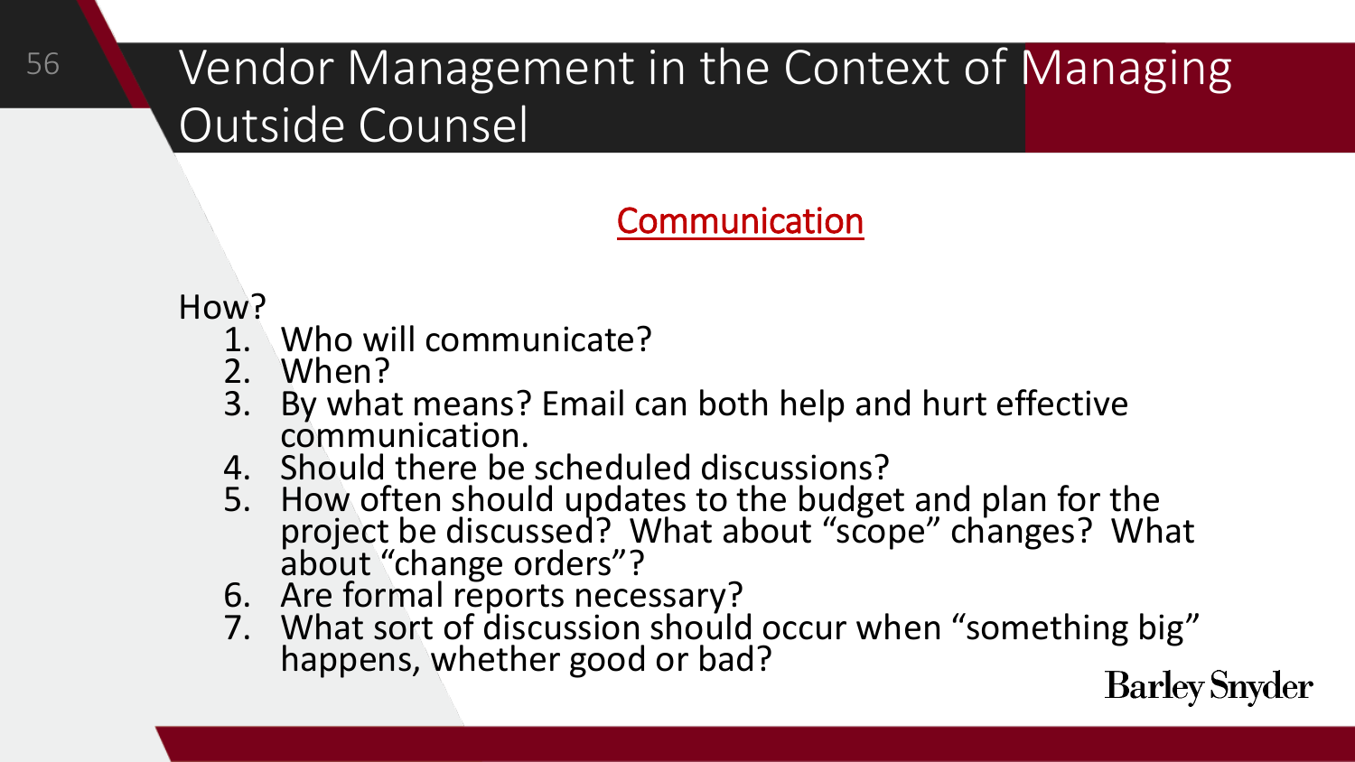# Vendor Management in the Context of Managing Outside Counsel

## Communication

How?

1. Who will communicate?
2. When?
3. By what means? Email can both help and hurt effective communication.
4. Should there be scheduled discussions?
5. How often should updates to the budget and plan for the project be discussed? What about “scope” changes? What about “change orders”?
6. Are formal reports necessary?
7. What sort of discussion should occur when “something big” happens, whether good or bad?

Barley Snyder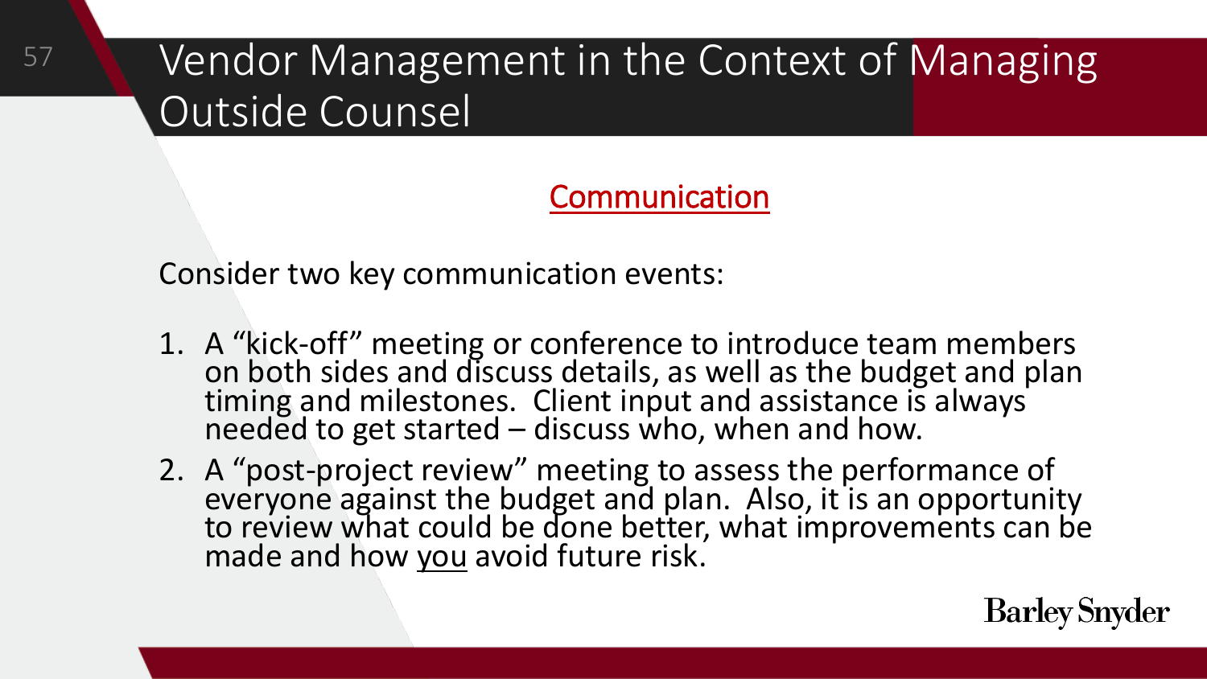# Vendor Management in the Context of Managing Outside Counsel

## Communication

Consider two key communication events:

1. A “kick-off” meeting or conference to introduce team members on both sides and discuss details, as well as the budget and plan timing and milestones. Client input and assistance is always needed to get started – discuss who, when and how.
2. A “post-project review” meeting to assess the performance of everyone against the budget and plan. Also, it is an opportunity to review what could be done better, what improvements can be made and how you avoid future risk.

Barley Snyder